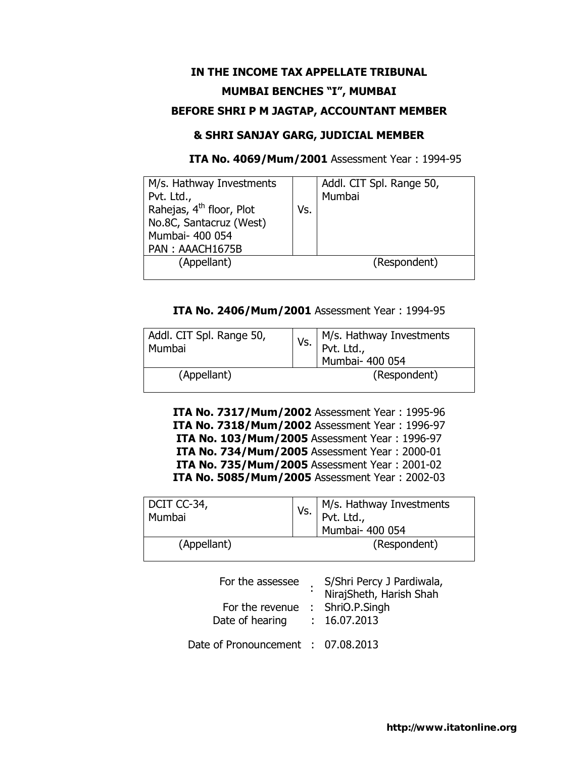**IN THE INCOME TAX APPELLATE TRIBUNAL**

**MUMBAI BENCHES "I", MUMBAI**

**BEFORE SHRI P M JAGTAP, ACCOUNTANT MEMBER**

**& SHRI SANJAY GARG, JUDICIAL MEMBER**

**ITA No. 4069/Mum/2001** Assessment Year : 1994-95

| M/s. Hathway Investments Pvt. Ltd., Rahejas, 4th floor, Plot No.8C, Santacruz (West) Mumbai- 400 054 PAN : AAACH1675B | Vs. | Addl. CIT Spl. Range 50, Mumbai |
|---|---|---|
| (Appellant) | | (Respondent) |

**ITA No. 2406/Mum/2001** Assessment Year : 1994-95

| Addl. CIT Spl. Range 50, Mumbai | Vs. | M/s. Hathway Investments Pvt. Ltd., Mumbai- 400 054 |
|---|---|---|
| (Appellant) | | (Respondent) |

**ITA No. 7317/Mum/2002** Assessment Year : 1995-96
**ITA No. 7318/Mum/2002** Assessment Year : 1996-97
**ITA No. 103/Mum/2005** Assessment Year : 1996-97
**ITA No. 734/Mum/2005** Assessment Year : 2000-01
**ITA No. 735/Mum/2005** Assessment Year : 2001-02
**ITA No. 5085/Mum/2005** Assessment Year : 2002-03

| DCIT CC-34, Mumbai | Vs. | M/s. Hathway Investments Pvt. Ltd., Mumbai- 400 054 |
|---|---|---|
| (Appellant) | | (Respondent) |

For the assessee : S/Shri Percy J Pardiwala, NirajSheth, Harish Shah
For the revenue : ShriO.P.Singh
Date of hearing : 16.07.2013

Date of Pronouncement : 07.08.2013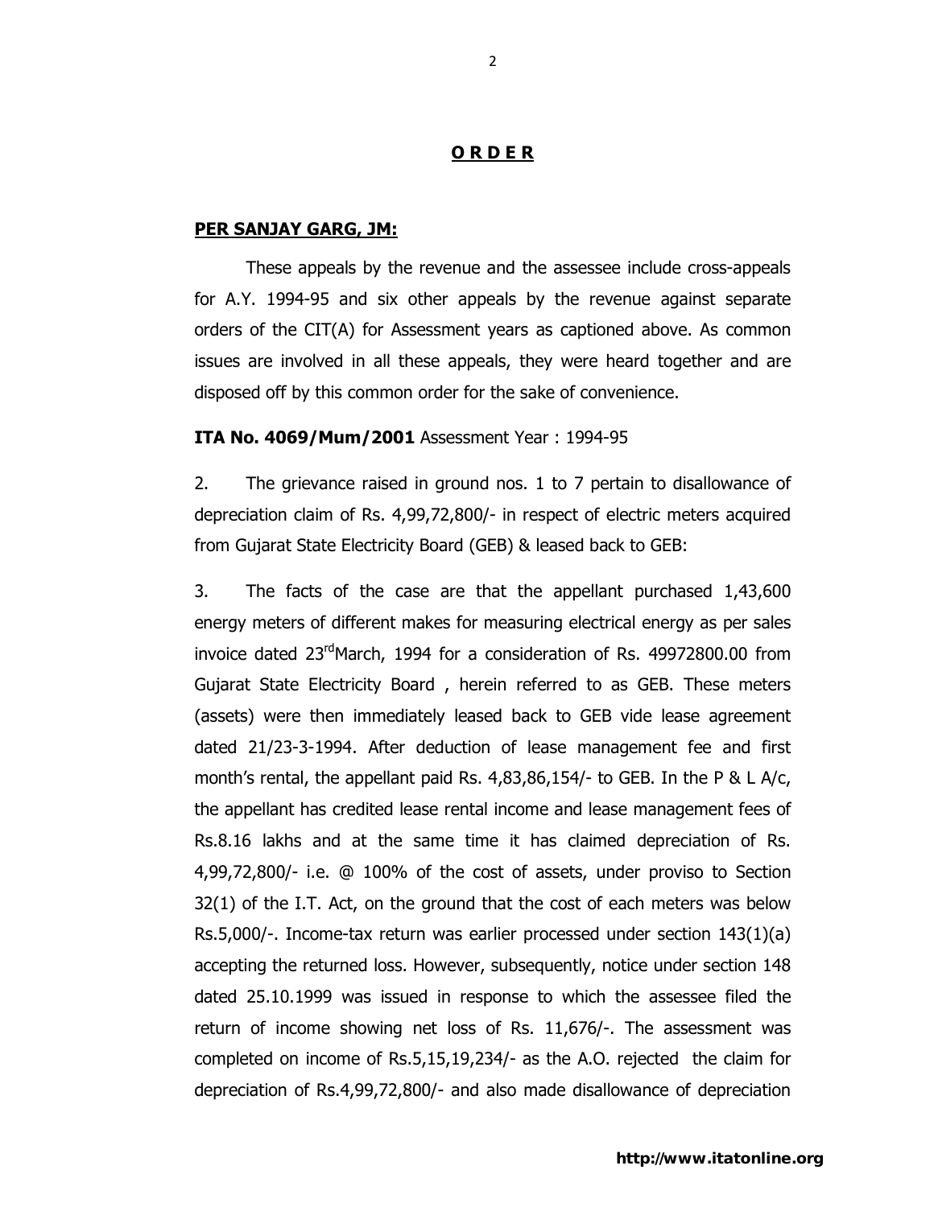## O R D E R

**PER SANJAY GARG, JM:**

These appeals by the revenue and the assessee include cross-appeals for A.Y. 1994-95 and six other appeals by the revenue against separate orders of the CIT(A) for Assessment years as captioned above. As common issues are involved in all these appeals, they were heard together and are disposed off by this common order for the sake of convenience.

**ITA No. 4069/Mum/2001** Assessment Year : 1994-95

2. The grievance raised in ground nos. 1 to 7 pertain to disallowance of depreciation claim of Rs. 4,99,72,800/- in respect of electric meters acquired from Gujarat State Electricity Board (GEB) & leased back to GEB:

3. The facts of the case are that the appellant purchased 1,43,600 energy meters of different makes for measuring electrical energy as per sales invoice dated 23rd March, 1994 for a consideration of Rs. 49972800.00 from Gujarat State Electricity Board , herein referred to as GEB. These meters (assets) were then immediately leased back to GEB vide lease agreement dated 21/23-3-1994. After deduction of lease management fee and first month's rental, the appellant paid Rs. 4,83,86,154/- to GEB. In the P & L A/c, the appellant has credited lease rental income and lease management fees of Rs.8.16 lakhs and at the same time it has claimed depreciation of Rs. 4,99,72,800/- i.e. @ 100% of the cost of assets, under proviso to Section 32(1) of the I.T. Act, on the ground that the cost of each meters was below Rs.5,000/-. Income-tax return was earlier processed under section 143(1)(a) accepting the returned loss. However, subsequently, notice under section 148 dated 25.10.1999 was issued in response to which the assessee filed the return of income showing net loss of Rs. 11,676/-. The assessment was completed on income of Rs.5,15,19,234/- as the A.O. rejected the claim for depreciation of Rs.4,99,72,800/- and also made disallowance of depreciation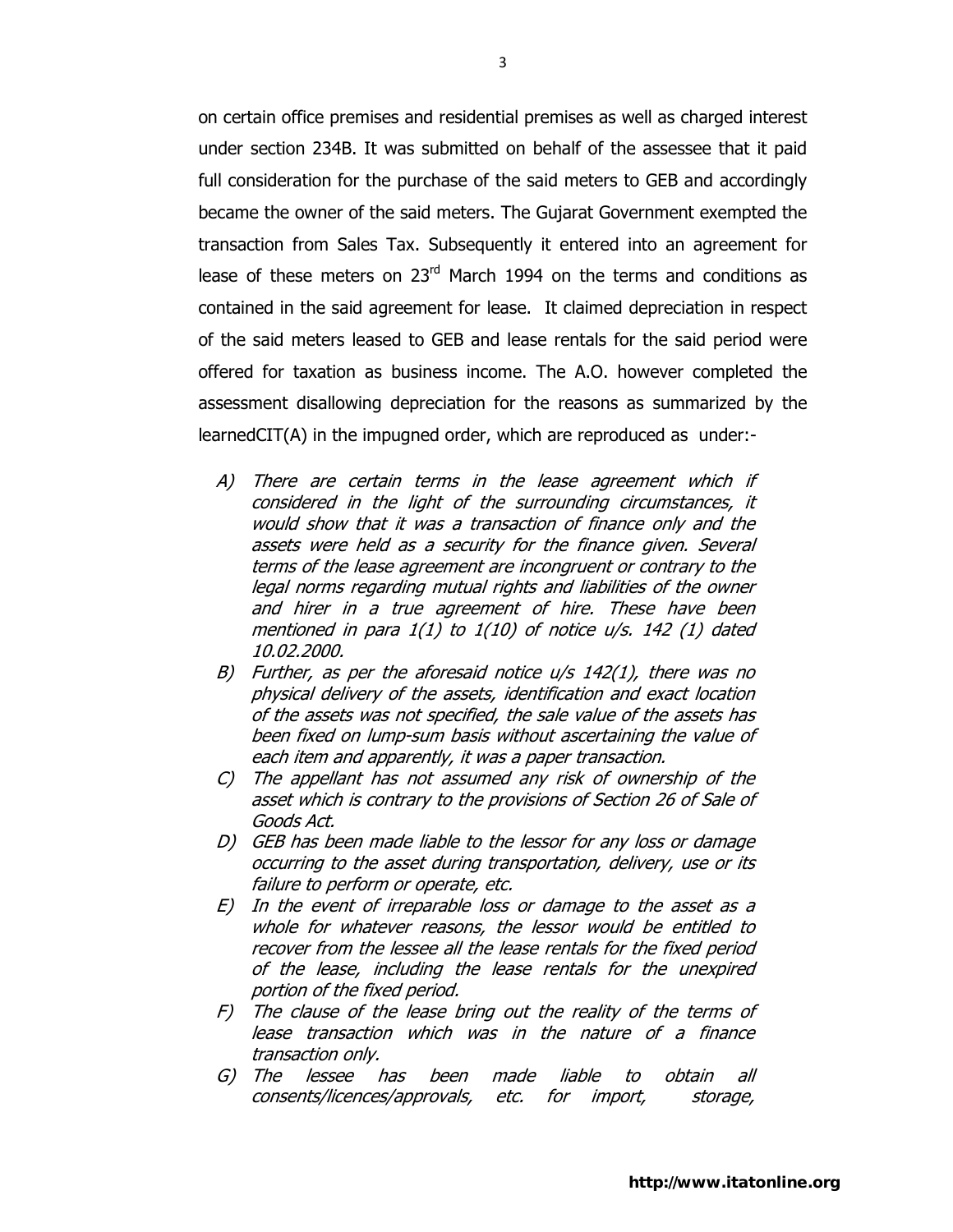on certain office premises and residential premises as well as charged interest under section 234B. It was submitted on behalf of the assessee that it paid full consideration for the purchase of the said meters to GEB and accordingly became the owner of the said meters. The Gujarat Government exempted the transaction from Sales Tax. Subsequently it entered into an agreement for lease of these meters on 23rd March 1994 on the terms and conditions as contained in the said agreement for lease. It claimed depreciation in respect of the said meters leased to GEB and lease rentals for the said period were offered for taxation as business income. The A.O. however completed the assessment disallowing depreciation for the reasons as summarized by the learnedCIT(A) in the impugned order, which are reproduced as under:-

A) *There are certain terms in the lease agreement which if considered in the light of the surrounding circumstances, it would show that it was a transaction of finance only and the assets were held as a security for the finance given. Several terms of the lease agreement are incongruent or contrary to the legal norms regarding mutual rights and liabilities of the owner and hirer in a true agreement of hire. These have been mentioned in para 1(1) to 1(10) of notice u/s. 142 (1) dated 10.02.2000.*

B) *Further, as per the aforesaid notice u/s 142(1), there was no physical delivery of the assets, identification and exact location of the assets was not specified, the sale value of the assets has been fixed on lump-sum basis without ascertaining the value of each item and apparently, it was a paper transaction.*

C) *The appellant has not assumed any risk of ownership of the asset which is contrary to the provisions of Section 26 of Sale of Goods Act.*

D) *GEB has been made liable to the lessor for any loss or damage occurring to the asset during transportation, delivery, use or its failure to perform or operate, etc.*

E) *In the event of irreparable loss or damage to the asset as a whole for whatever reasons, the lessor would be entitled to recover from the lessee all the lease rentals for the fixed period of the lease, including the lease rentals for the unexpired portion of the fixed period.*

F) *The clause of the lease bring out the reality of the terms of lease transaction which was in the nature of a finance transaction only.*

G) *The lessee has been made liable to obtain all consents/licences/approvals, etc. for import, storage,*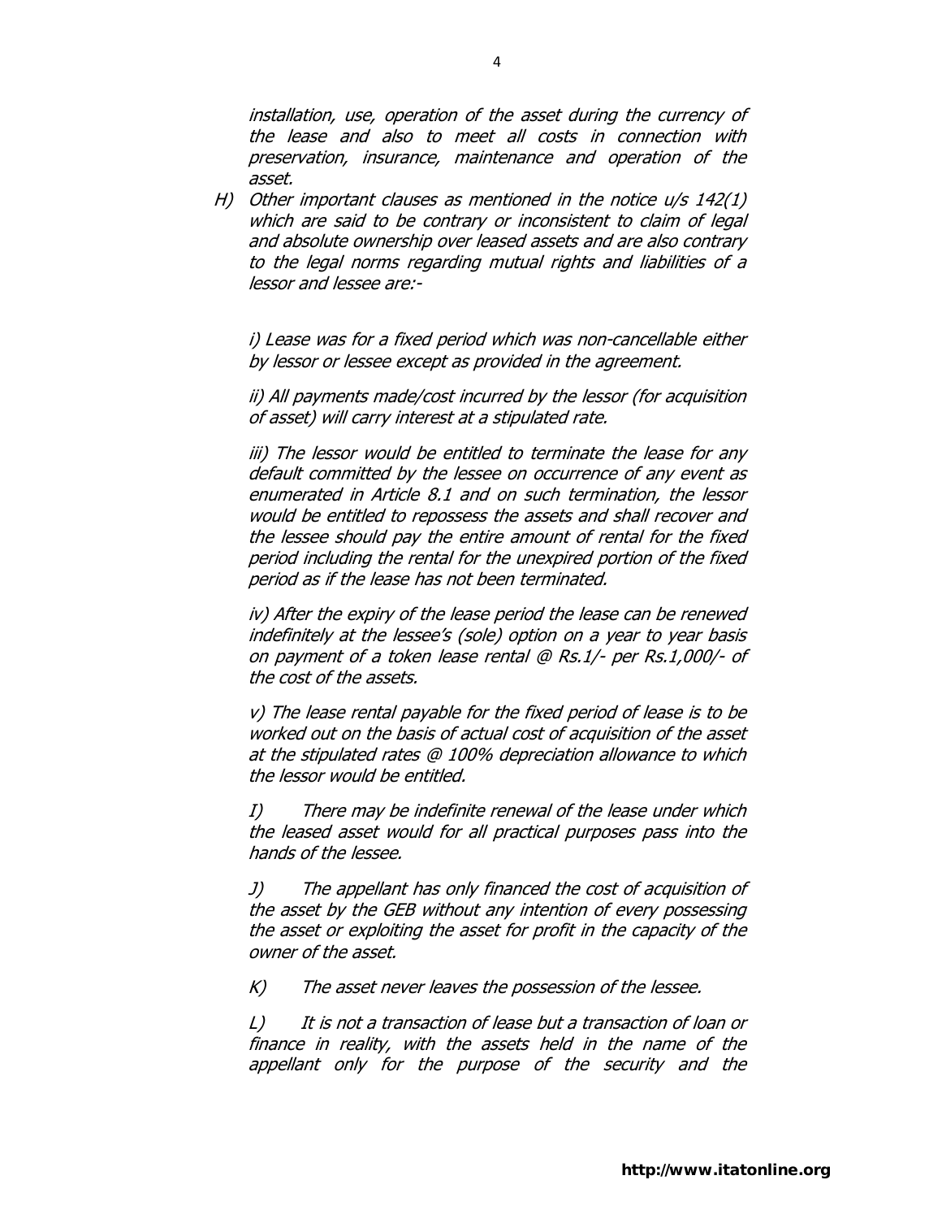*installation, use, operation of the asset during the currency of the lease and also to meet all costs in connection with preservation, insurance, maintenance and operation of the asset.*

H) *Other important clauses as mentioned in the notice u/s 142(1) which are said to be contrary or inconsistent to claim of legal and absolute ownership over leased assets and are also contrary to the legal norms regarding mutual rights and liabilities of a lessor and lessee are:-*

*i) Lease was for a fixed period which was non-cancellable either by lessor or lessee except as provided in the agreement.*

*ii) All payments made/cost incurred by the lessor (for acquisition of asset) will carry interest at a stipulated rate.*

*iii) The lessor would be entitled to terminate the lease for any default committed by the lessee on occurrence of any event as enumerated in Article 8.1 and on such termination, the lessor would be entitled to repossess the assets and shall recover and the lessee should pay the entire amount of rental for the fixed period including the rental for the unexpired portion of the fixed period as if the lease has not been terminated.*

*iv) After the expiry of the lease period the lease can be renewed indefinitely at the lessee's (sole) option on a year to year basis on payment of a token lease rental @ Rs.1/- per Rs.1,000/- of the cost of the assets.*

*v) The lease rental payable for the fixed period of lease is to be worked out on the basis of actual cost of acquisition of the asset at the stipulated rates @ 100% depreciation allowance to which the lessor would be entitled.*

*I) There may be indefinite renewal of the lease under which the leased asset would for all practical purposes pass into the hands of the lessee.*

*J) The appellant has only financed the cost of acquisition of the asset by the GEB without any intention of every possessing the asset or exploiting the asset for profit in the capacity of the owner of the asset.*

*K) The asset never leaves the possession of the lessee.*

*L) It is not a transaction of lease but a transaction of loan or finance in reality, with the assets held in the name of the appellant only for the purpose of the security and the*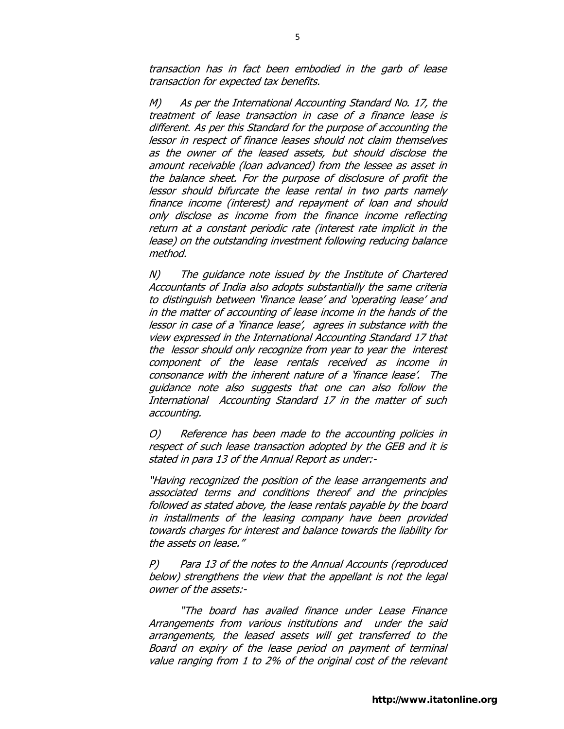*transaction has in fact been embodied in the garb of lease transaction for expected tax benefits.*

*M) As per the International Accounting Standard No. 17, the treatment of lease transaction in case of a finance lease is different. As per this Standard for the purpose of accounting the lessor in respect of finance leases should not claim themselves as the owner of the leased assets, but should disclose the amount receivable (loan advanced) from the lessee as asset in the balance sheet. For the purpose of disclosure of profit the lessor should bifurcate the lease rental in two parts namely finance income (interest) and repayment of loan and should only disclose as income from the finance income reflecting return at a constant periodic rate (interest rate implicit in the lease) on the outstanding investment following reducing balance method.*

*N) The guidance note issued by the Institute of Chartered Accountants of India also adopts substantially the same criteria to distinguish between 'finance lease' and 'operating lease' and in the matter of accounting of lease income in the hands of the lessor in case of a 'finance lease', agrees in substance with the view expressed in the International Accounting Standard 17 that the lessor should only recognize from year to year the interest component of the lease rentals received as income in consonance with the inherent nature of a 'finance lease'. The guidance note also suggests that one can also follow the International Accounting Standard 17 in the matter of such accounting.*

*O) Reference has been made to the accounting policies in respect of such lease transaction adopted by the GEB and it is stated in para 13 of the Annual Report as under:-*

*"Having recognized the position of the lease arrangements and associated terms and conditions thereof and the principles followed as stated above, the lease rentals payable by the board in installments of the leasing company have been provided towards charges for interest and balance towards the liability for the assets on lease."*

*P) Para 13 of the notes to the Annual Accounts (reproduced below) strengthens the view that the appellant is not the legal owner of the assets:-*

*"The board has availed finance under Lease Finance Arrangements from various institutions and under the said arrangements, the leased assets will get transferred to the Board on expiry of the lease period on payment of terminal value ranging from 1 to 2% of the original cost of the relevant*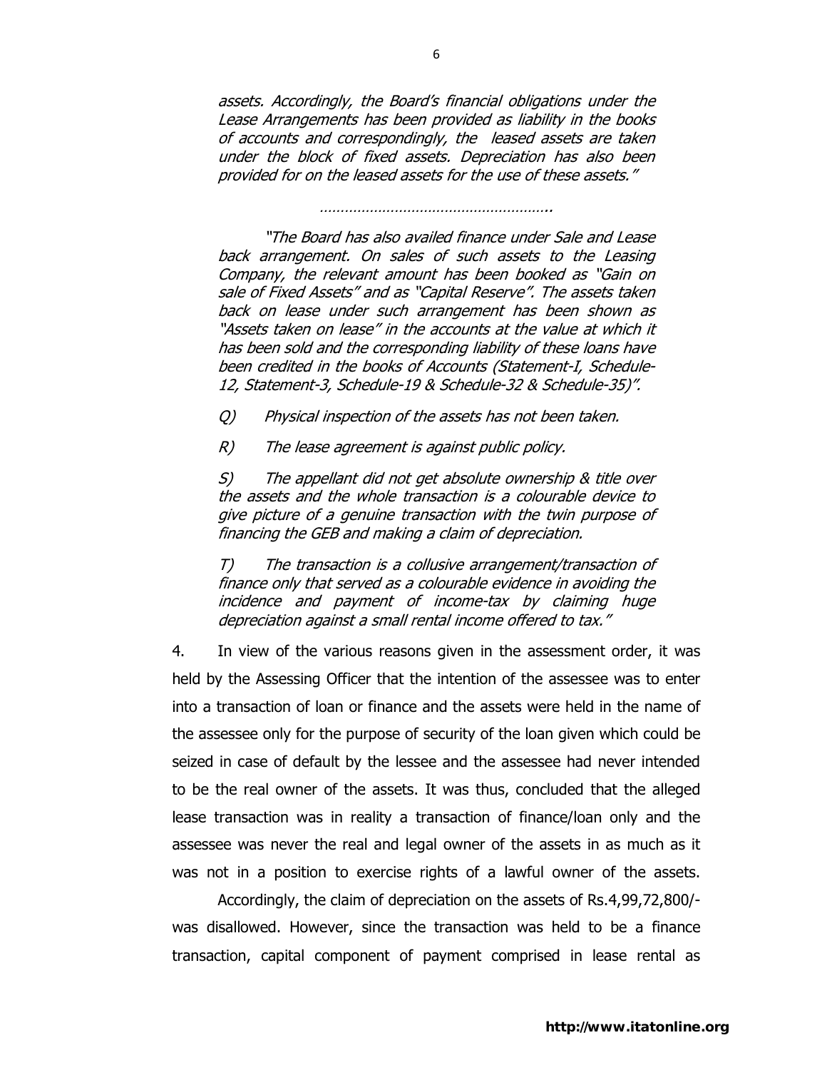*assets. Accordingly, the Board's financial obligations under the Lease Arrangements has been provided as liability in the books of accounts and correspondingly, the leased assets are taken under the block of fixed assets. Depreciation has also been provided for on the leased assets for the use of these assets."*

*………………………………………………..*

*"The Board has also availed finance under Sale and Lease back arrangement. On sales of such assets to the Leasing Company, the relevant amount has been booked as "Gain on sale of Fixed Assets" and as "Capital Reserve". The assets taken back on lease under such arrangement has been shown as "Assets taken on lease" in the accounts at the value at which it has been sold and the corresponding liability of these loans have been credited in the books of Accounts (Statement-I, Schedule-12, Statement-3, Schedule-19 & Schedule-32 & Schedule-35)".*

*Q) Physical inspection of the assets has not been taken.*

*R) The lease agreement is against public policy.*

*S) The appellant did not get absolute ownership & title over the assets and the whole transaction is a colourable device to give picture of a genuine transaction with the twin purpose of financing the GEB and making a claim of depreciation.*

*T) The transaction is a collusive arrangement/transaction of finance only that served as a colourable evidence in avoiding the incidence and payment of income-tax by claiming huge depreciation against a small rental income offered to tax."*

4. In view of the various reasons given in the assessment order, it was held by the Assessing Officer that the intention of the assessee was to enter into a transaction of loan or finance and the assets were held in the name of the assessee only for the purpose of security of the loan given which could be seized in case of default by the lessee and the assessee had never intended to be the real owner of the assets. It was thus, concluded that the alleged lease transaction was in reality a transaction of finance/loan only and the assessee was never the real and legal owner of the assets in as much as it was not in a position to exercise rights of a lawful owner of the assets.

Accordingly, the claim of depreciation on the assets of Rs.4,99,72,800/- was disallowed. However, since the transaction was held to be a finance transaction, capital component of payment comprised in lease rental as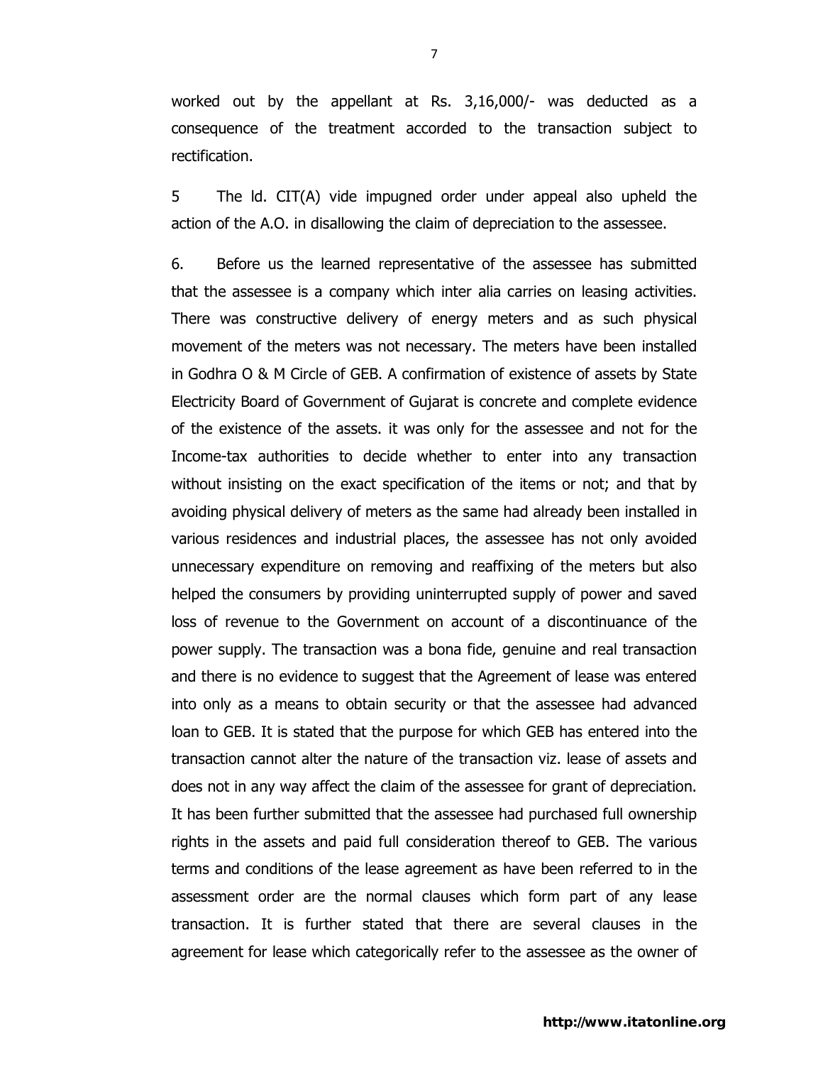worked out by the appellant at Rs. 3,16,000/- was deducted as a consequence of the treatment accorded to the transaction subject to rectification.

5 The ld. CIT(A) vide impugned order under appeal also upheld the action of the A.O. in disallowing the claim of depreciation to the assessee.

6. Before us the learned representative of the assessee has submitted that the assessee is a company which inter alia carries on leasing activities. There was constructive delivery of energy meters and as such physical movement of the meters was not necessary. The meters have been installed in Godhra O & M Circle of GEB. A confirmation of existence of assets by State Electricity Board of Government of Gujarat is concrete and complete evidence of the existence of the assets. it was only for the assessee and not for the Income-tax authorities to decide whether to enter into any transaction without insisting on the exact specification of the items or not; and that by avoiding physical delivery of meters as the same had already been installed in various residences and industrial places, the assessee has not only avoided unnecessary expenditure on removing and reaffixing of the meters but also helped the consumers by providing uninterrupted supply of power and saved loss of revenue to the Government on account of a discontinuance of the power supply. The transaction was a bona fide, genuine and real transaction and there is no evidence to suggest that the Agreement of lease was entered into only as a means to obtain security or that the assessee had advanced loan to GEB. It is stated that the purpose for which GEB has entered into the transaction cannot alter the nature of the transaction viz. lease of assets and does not in any way affect the claim of the assessee for grant of depreciation. It has been further submitted that the assessee had purchased full ownership rights in the assets and paid full consideration thereof to GEB. The various terms and conditions of the lease agreement as have been referred to in the assessment order are the normal clauses which form part of any lease transaction. It is further stated that there are several clauses in the agreement for lease which categorically refer to the assessee as the owner of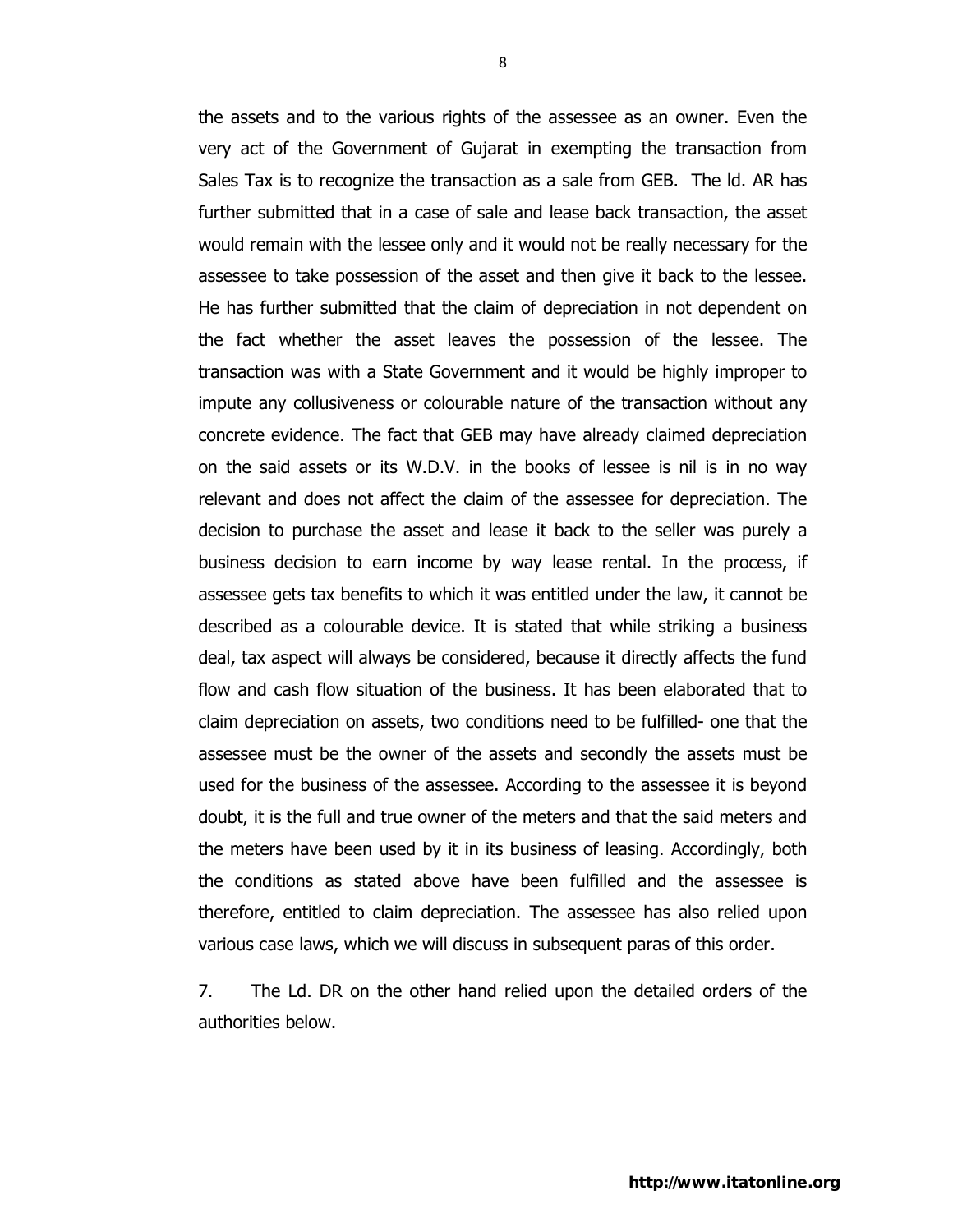the assets and to the various rights of the assessee as an owner. Even the very act of the Government of Gujarat in exempting the transaction from Sales Tax is to recognize the transaction as a sale from GEB. The ld. AR has further submitted that in a case of sale and lease back transaction, the asset would remain with the lessee only and it would not be really necessary for the assessee to take possession of the asset and then give it back to the lessee. He has further submitted that the claim of depreciation in not dependent on the fact whether the asset leaves the possession of the lessee. The transaction was with a State Government and it would be highly improper to impute any collusiveness or colourable nature of the transaction without any concrete evidence. The fact that GEB may have already claimed depreciation on the said assets or its W.D.V. in the books of lessee is nil is in no way relevant and does not affect the claim of the assessee for depreciation. The decision to purchase the asset and lease it back to the seller was purely a business decision to earn income by way lease rental. In the process, if assessee gets tax benefits to which it was entitled under the law, it cannot be described as a colourable device. It is stated that while striking a business deal, tax aspect will always be considered, because it directly affects the fund flow and cash flow situation of the business. It has been elaborated that to claim depreciation on assets, two conditions need to be fulfilled- one that the assessee must be the owner of the assets and secondly the assets must be used for the business of the assessee. According to the assessee it is beyond doubt, it is the full and true owner of the meters and that the said meters and the meters have been used by it in its business of leasing. Accordingly, both the conditions as stated above have been fulfilled and the assessee is therefore, entitled to claim depreciation. The assessee has also relied upon various case laws, which we will discuss in subsequent paras of this order.

7. The Ld. DR on the other hand relied upon the detailed orders of the authorities below.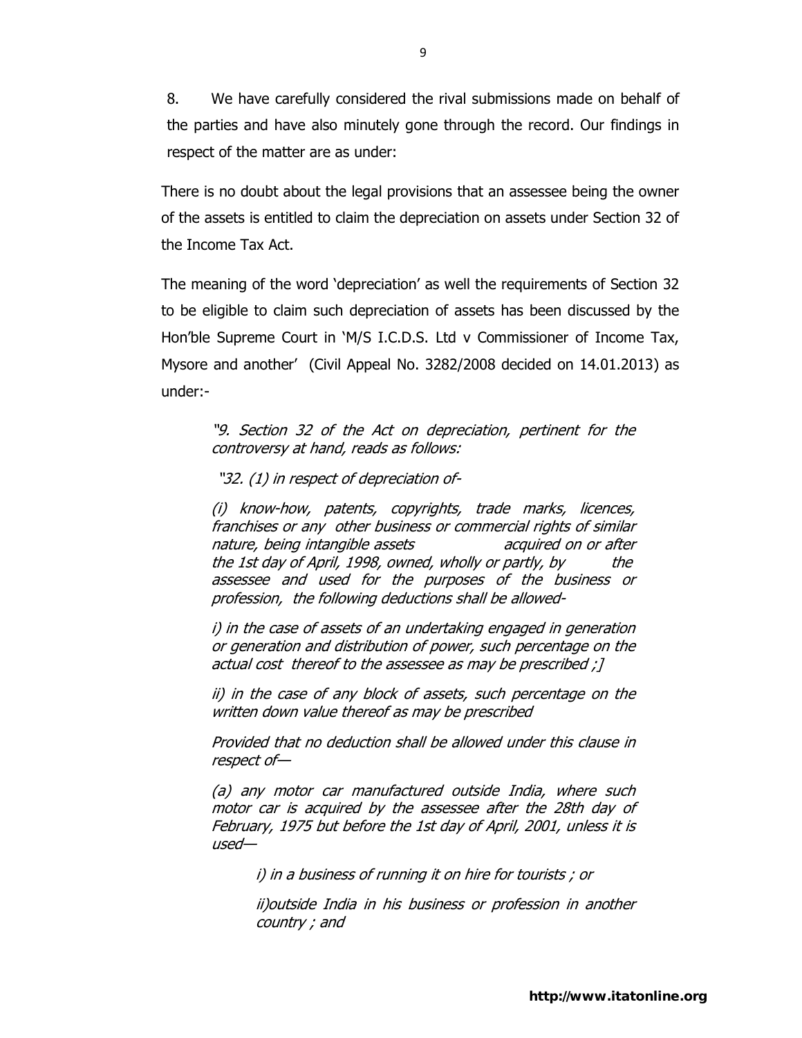8. We have carefully considered the rival submissions made on behalf of the parties and have also minutely gone through the record. Our findings in respect of the matter are as under:

There is no doubt about the legal provisions that an assessee being the owner of the assets is entitled to claim the depreciation on assets under Section 32 of the Income Tax Act.

The meaning of the word 'depreciation' as well the requirements of Section 32 to be eligible to claim such depreciation of assets has been discussed by the Hon'ble Supreme Court in 'M/S I.C.D.S. Ltd v Commissioner of Income Tax, Mysore and another' (Civil Appeal No. 3282/2008 decided on 14.01.2013) as under:-

> *"9. Section 32 of the Act on depreciation, pertinent for the controversy at hand, reads as follows:*
>
> *"32. (1) in respect of depreciation of-*
>
> *(i) know-how, patents, copyrights, trade marks, licences, franchises or any other business or commercial rights of similar nature, being intangible assets acquired on or after the 1st day of April, 1998, owned, wholly or partly, by the assessee and used for the purposes of the business or profession, the following deductions shall be allowed-*
>
> *i) in the case of assets of an undertaking engaged in generation or generation and distribution of power, such percentage on the actual cost thereof to the assessee as may be prescribed ;]*
>
> *ii) in the case of any block of assets, such percentage on the written down value thereof as may be prescribed*
>
> *Provided that no deduction shall be allowed under this clause in respect of—*
>
> *(a) any motor car manufactured outside India, where such motor car is acquired by the assessee after the 28th day of February, 1975 but before the 1st day of April, 2001, unless it is used—*
>
> > *i) in a business of running it on hire for tourists ; or*
> >
> > *ii)outside India in his business or profession in another country ; and*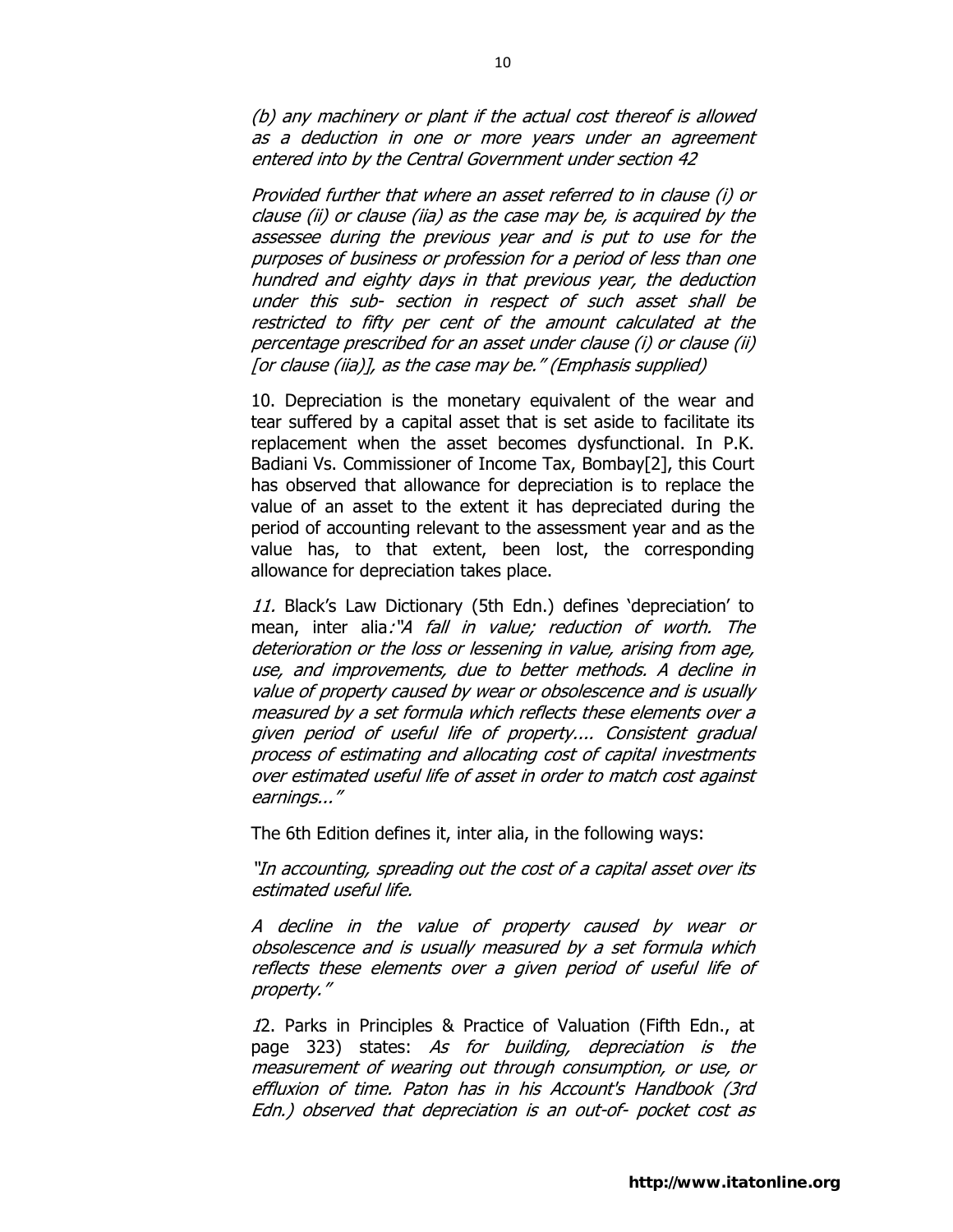*(b) any machinery or plant if the actual cost thereof is allowed as a deduction in one or more years under an agreement entered into by the Central Government under section 42*

*Provided further that where an asset referred to in clause (i) or clause (ii) or clause (iia) as the case may be, is acquired by the assessee during the previous year and is put to use for the purposes of business or profession for a period of less than one hundred and eighty days in that previous year, the deduction under this sub- section in respect of such asset shall be restricted to fifty per cent of the amount calculated at the percentage prescribed for an asset under clause (i) or clause (ii) [or clause (iia)], as the case may be." (Emphasis supplied)*

10. Depreciation is the monetary equivalent of the wear and tear suffered by a capital asset that is set aside to facilitate its replacement when the asset becomes dysfunctional. In P.K. Badiani Vs. Commissioner of Income Tax, Bombay[2], this Court has observed that allowance for depreciation is to replace the value of an asset to the extent it has depreciated during the period of accounting relevant to the assessment year and as the value has, to that extent, been lost, the corresponding allowance for depreciation takes place.

*11.* Black's Law Dictionary (5th Edn.) defines 'depreciation' to mean, inter alia*:"A fall in value; reduction of worth. The deterioration or the loss or lessening in value, arising from age, use, and improvements, due to better methods. A decline in value of property caused by wear or obsolescence and is usually measured by a set formula which reflects these elements over a given period of useful life of property.... Consistent gradual process of estimating and allocating cost of capital investments over estimated useful life of asset in order to match cost against earnings..."*

The 6th Edition defines it, inter alia, in the following ways:

*"In accounting, spreading out the cost of a capital asset over its estimated useful life.*

*A decline in the value of property caused by wear or obsolescence and is usually measured by a set formula which reflects these elements over a given period of useful life of property."*

*1*2. Parks in Principles & Practice of Valuation (Fifth Edn., at page 323) states: *As for building, depreciation is the measurement of wearing out through consumption, or use, or effluxion of time. Paton has in his Account's Handbook (3rd Edn.) observed that depreciation is an out-of- pocket cost as*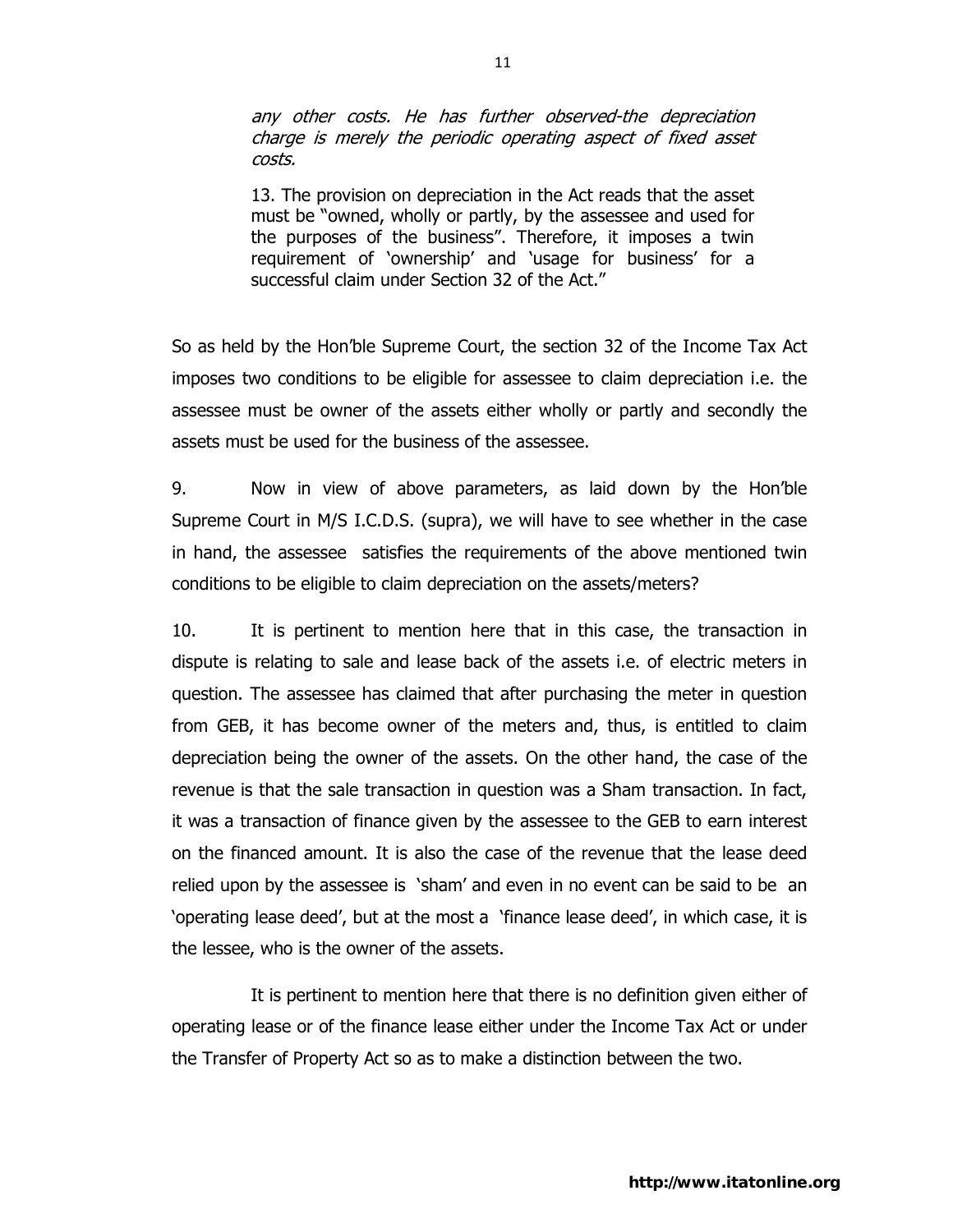> *any other costs. He has further observed-the depreciation charge is merely the periodic operating aspect of fixed asset costs.*
>
> 13. The provision on depreciation in the Act reads that the asset must be "owned, wholly or partly, by the assessee and used for the purposes of the business". Therefore, it imposes a twin requirement of 'ownership' and 'usage for business' for a successful claim under Section 32 of the Act."

So as held by the Hon'ble Supreme Court, the section 32 of the Income Tax Act imposes two conditions to be eligible for assessee to claim depreciation i.e. the assessee must be owner of the assets either wholly or partly and secondly the assets must be used for the business of the assessee.

9. Now in view of above parameters, as laid down by the Hon'ble Supreme Court in M/S I.C.D.S. (supra), we will have to see whether in the case in hand, the assessee satisfies the requirements of the above mentioned twin conditions to be eligible to claim depreciation on the assets/meters?

10. It is pertinent to mention here that in this case, the transaction in dispute is relating to sale and lease back of the assets i.e. of electric meters in question. The assessee has claimed that after purchasing the meter in question from GEB, it has become owner of the meters and, thus, is entitled to claim depreciation being the owner of the assets. On the other hand, the case of the revenue is that the sale transaction in question was a Sham transaction. In fact, it was a transaction of finance given by the assessee to the GEB to earn interest on the financed amount. It is also the case of the revenue that the lease deed relied upon by the assessee is 'sham' and even in no event can be said to be an 'operating lease deed', but at the most a 'finance lease deed', in which case, it is the lessee, who is the owner of the assets.

It is pertinent to mention here that there is no definition given either of operating lease or of the finance lease either under the Income Tax Act or under the Transfer of Property Act so as to make a distinction between the two.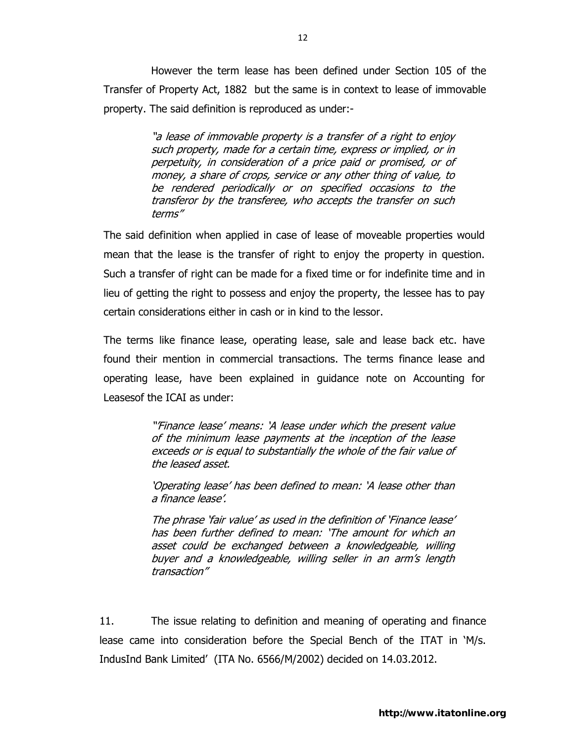However the term lease has been defined under Section 105 of the Transfer of Property Act, 1882 but the same is in context to lease of immovable property. The said definition is reproduced as under:-

> *"a lease of immovable property is a transfer of a right to enjoy such property, made for a certain time, express or implied, or in perpetuity, in consideration of a price paid or promised, or of money, a share of crops, service or any other thing of value, to be rendered periodically or on specified occasions to the transferor by the transferee, who accepts the transfer on such terms"*

The said definition when applied in case of lease of moveable properties would mean that the lease is the transfer of right to enjoy the property in question. Such a transfer of right can be made for a fixed time or for indefinite time and in lieu of getting the right to possess and enjoy the property, the lessee has to pay certain considerations either in cash or in kind to the lessor.

The terms like finance lease, operating lease, sale and lease back etc. have found their mention in commercial transactions. The terms finance lease and operating lease, have been explained in guidance note on Accounting for Leasesof the ICAI as under:

> *"'Finance lease' means: 'A lease under which the present value of the minimum lease payments at the inception of the lease exceeds or is equal to substantially the whole of the fair value of the leased asset.*
>
> *'Operating lease' has been defined to mean: 'A lease other than a finance lease'.*
>
> *The phrase 'fair value' as used in the definition of 'Finance lease' has been further defined to mean: 'The amount for which an asset could be exchanged between a knowledgeable, willing buyer and a knowledgeable, willing seller in an arm's length transaction"*

11. The issue relating to definition and meaning of operating and finance lease came into consideration before the Special Bench of the ITAT in 'M/s. IndusInd Bank Limited' (ITA No. 6566/M/2002) decided on 14.03.2012.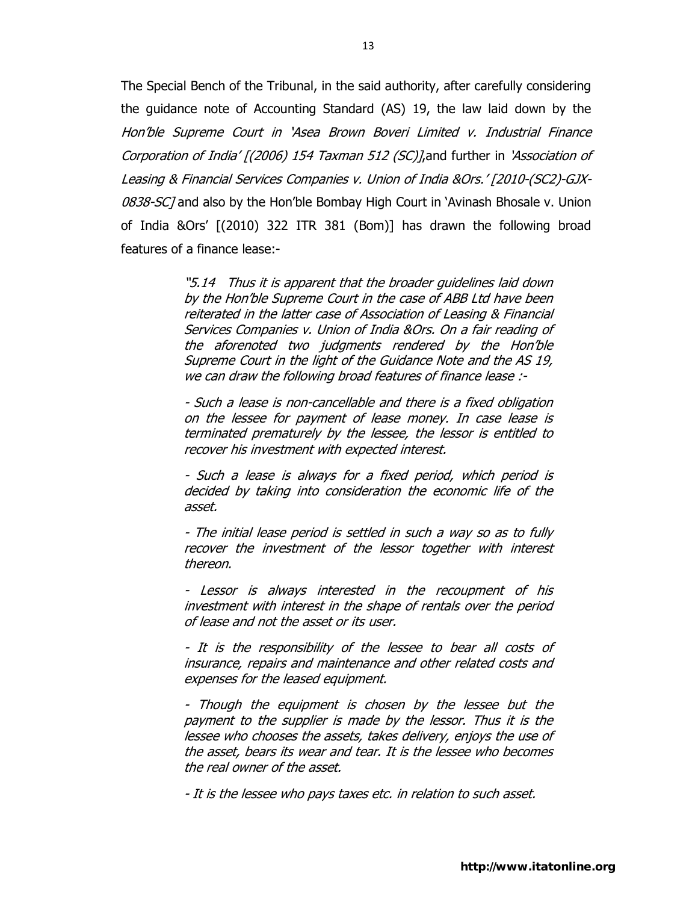The Special Bench of the Tribunal, in the said authority, after carefully considering the guidance note of Accounting Standard (AS) 19, the law laid down by the *Hon'ble Supreme Court in 'Asea Brown Boveri Limited v. Industrial Finance Corporation of India' [(2006) 154 Taxman 512 (SC)]*,and further in *'Association of Leasing & Financial Services Companies v. Union of India &Ors.' [2010-(SC2)-GJX-0838-SC]* and also by the Hon'ble Bombay High Court in 'Avinash Bhosale v. Union of India &Ors' [(2010) 322 ITR 381 (Bom)] has drawn the following broad features of a finance lease:-

> *"5.14 Thus it is apparent that the broader guidelines laid down by the Hon'ble Supreme Court in the case of ABB Ltd have been reiterated in the latter case of Association of Leasing & Financial Services Companies v. Union of India &Ors. On a fair reading of the aforenoted two judgments rendered by the Hon'ble Supreme Court in the light of the Guidance Note and the AS 19, we can draw the following broad features of finance lease :-*
>
> *- Such a lease is non-cancellable and there is a fixed obligation on the lessee for payment of lease money. In case lease is terminated prematurely by the lessee, the lessor is entitled to recover his investment with expected interest.*
>
> *- Such a lease is always for a fixed period, which period is decided by taking into consideration the economic life of the asset.*
>
> *- The initial lease period is settled in such a way so as to fully recover the investment of the lessor together with interest thereon.*
>
> *- Lessor is always interested in the recoupment of his investment with interest in the shape of rentals over the period of lease and not the asset or its user.*
>
> *- It is the responsibility of the lessee to bear all costs of insurance, repairs and maintenance and other related costs and expenses for the leased equipment.*
>
> *- Though the equipment is chosen by the lessee but the payment to the supplier is made by the lessor. Thus it is the lessee who chooses the assets, takes delivery, enjoys the use of the asset, bears its wear and tear. It is the lessee who becomes the real owner of the asset.*
>
> *- It is the lessee who pays taxes etc. in relation to such asset.*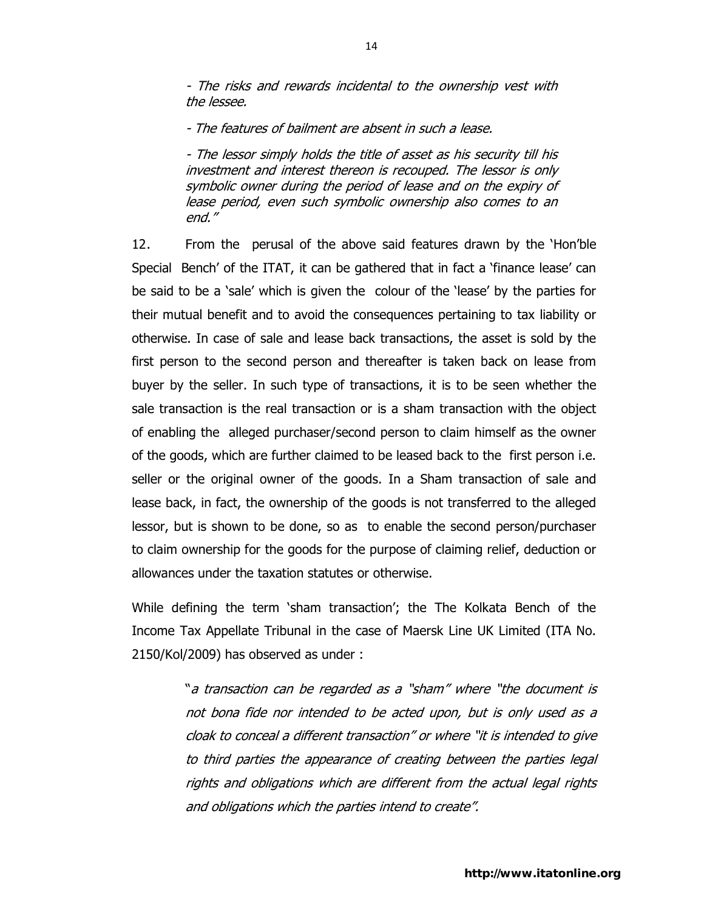*- The risks and rewards incidental to the ownership vest with the lessee.*

*- The features of bailment are absent in such a lease.*

*- The lessor simply holds the title of asset as his security till his investment and interest thereon is recouped. The lessor is only symbolic owner during the period of lease and on the expiry of lease period, even such symbolic ownership also comes to an end."*

12. From the perusal of the above said features drawn by the 'Hon'ble Special Bench' of the ITAT, it can be gathered that in fact a 'finance lease' can be said to be a 'sale' which is given the colour of the 'lease' by the parties for their mutual benefit and to avoid the consequences pertaining to tax liability or otherwise. In case of sale and lease back transactions, the asset is sold by the first person to the second person and thereafter is taken back on lease from buyer by the seller. In such type of transactions, it is to be seen whether the sale transaction is the real transaction or is a sham transaction with the object of enabling the alleged purchaser/second person to claim himself as the owner of the goods, which are further claimed to be leased back to the first person i.e. seller or the original owner of the goods. In a Sham transaction of sale and lease back, in fact, the ownership of the goods is not transferred to the alleged lessor, but is shown to be done, so as to enable the second person/purchaser to claim ownership for the goods for the purpose of claiming relief, deduction or allowances under the taxation statutes or otherwise.

While defining the term 'sham transaction'; the The Kolkata Bench of the Income Tax Appellate Tribunal in the case of Maersk Line UK Limited (ITA No. 2150/Kol/2009) has observed as under :

> "*a transaction can be regarded as a "sham" where "the document is not bona fide nor intended to be acted upon, but is only used as a cloak to conceal a different transaction" or where "it is intended to give to third parties the appearance of creating between the parties legal rights and obligations which are different from the actual legal rights and obligations which the parties intend to create".*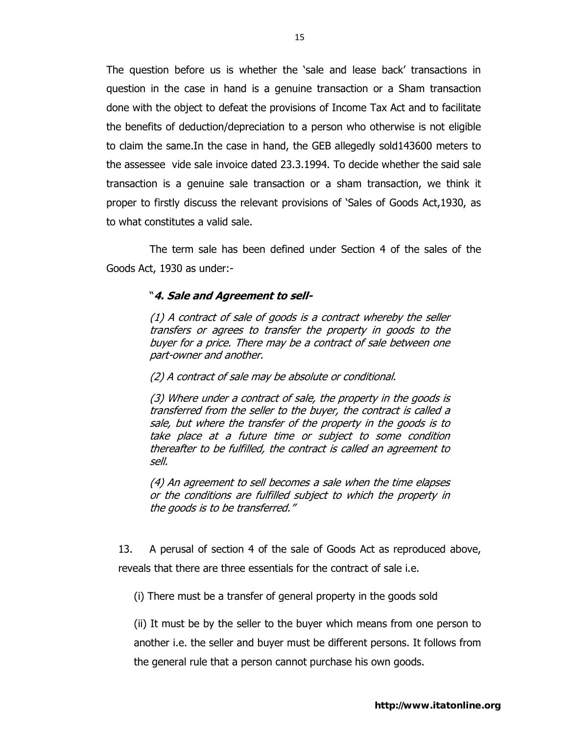The question before us is whether the 'sale and lease back' transactions in question in the case in hand is a genuine transaction or a Sham transaction done with the object to defeat the provisions of Income Tax Act and to facilitate the benefits of deduction/depreciation to a person who otherwise is not eligible to claim the same.In the case in hand, the GEB allegedly sold143600 meters to the assessee vide sale invoice dated 23.3.1994. To decide whether the said sale transaction is a genuine sale transaction or a sham transaction, we think it proper to firstly discuss the relevant provisions of 'Sales of Goods Act,1930, as to what constitutes a valid sale.

The term sale has been defined under Section 4 of the sales of the Goods Act, 1930 as under:-

> "***4. Sale and Agreement to sell-***
>
> *(1) A contract of sale of goods is a contract whereby the seller transfers or agrees to transfer the property in goods to the buyer for a price. There may be a contract of sale between one part-owner and another.*
>
> *(2) A contract of sale may be absolute or conditional.*
>
> *(3) Where under a contract of sale, the property in the goods is transferred from the seller to the buyer, the contract is called a sale, but where the transfer of the property in the goods is to take place at a future time or subject to some condition thereafter to be fulfilled, the contract is called an agreement to sell.*
>
> *(4) An agreement to sell becomes a sale when the time elapses or the conditions are fulfilled subject to which the property in the goods is to be transferred."*

13. A perusal of section 4 of the sale of Goods Act as reproduced above, reveals that there are three essentials for the contract of sale i.e.

(i) There must be a transfer of general property in the goods sold

(ii) It must be by the seller to the buyer which means from one person to another i.e. the seller and buyer must be different persons. It follows from the general rule that a person cannot purchase his own goods.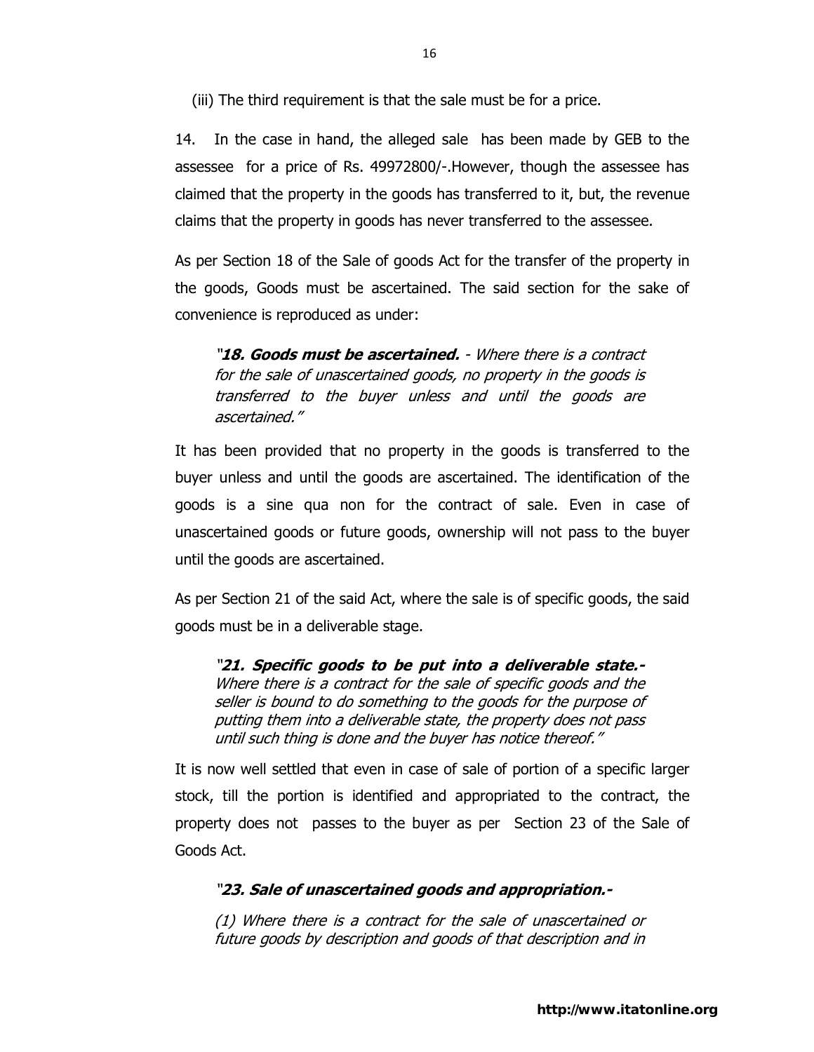(iii) The third requirement is that the sale must be for a price.

14. In the case in hand, the alleged sale has been made by GEB to the assessee for a price of Rs. 49972800/-.However, though the assessee has claimed that the property in the goods has transferred to it, but, the revenue claims that the property in goods has never transferred to the assessee.

As per Section 18 of the Sale of goods Act for the transfer of the property in the goods, Goods must be ascertained. The said section for the sake of convenience is reproduced as under:

> *"**18. Goods must be ascertained.** - Where there is a contract for the sale of unascertained goods, no property in the goods is transferred to the buyer unless and until the goods are ascertained."*

It has been provided that no property in the goods is transferred to the buyer unless and until the goods are ascertained. The identification of the goods is a sine qua non for the contract of sale. Even in case of unascertained goods or future goods, ownership will not pass to the buyer until the goods are ascertained.

As per Section 21 of the said Act, where the sale is of specific goods, the said goods must be in a deliverable stage.

> *"**21. Specific goods to be put into a deliverable state.-** Where there is a contract for the sale of specific goods and the seller is bound to do something to the goods for the purpose of putting them into a deliverable state, the property does not pass until such thing is done and the buyer has notice thereof."*

It is now well settled that even in case of sale of portion of a specific larger stock, till the portion is identified and appropriated to the contract, the property does not passes to the buyer as per Section 23 of the Sale of Goods Act.

> *"**23. Sale of unascertained goods and appropriation.-***
>
> *(1) Where there is a contract for the sale of unascertained or future goods by description and goods of that description and in*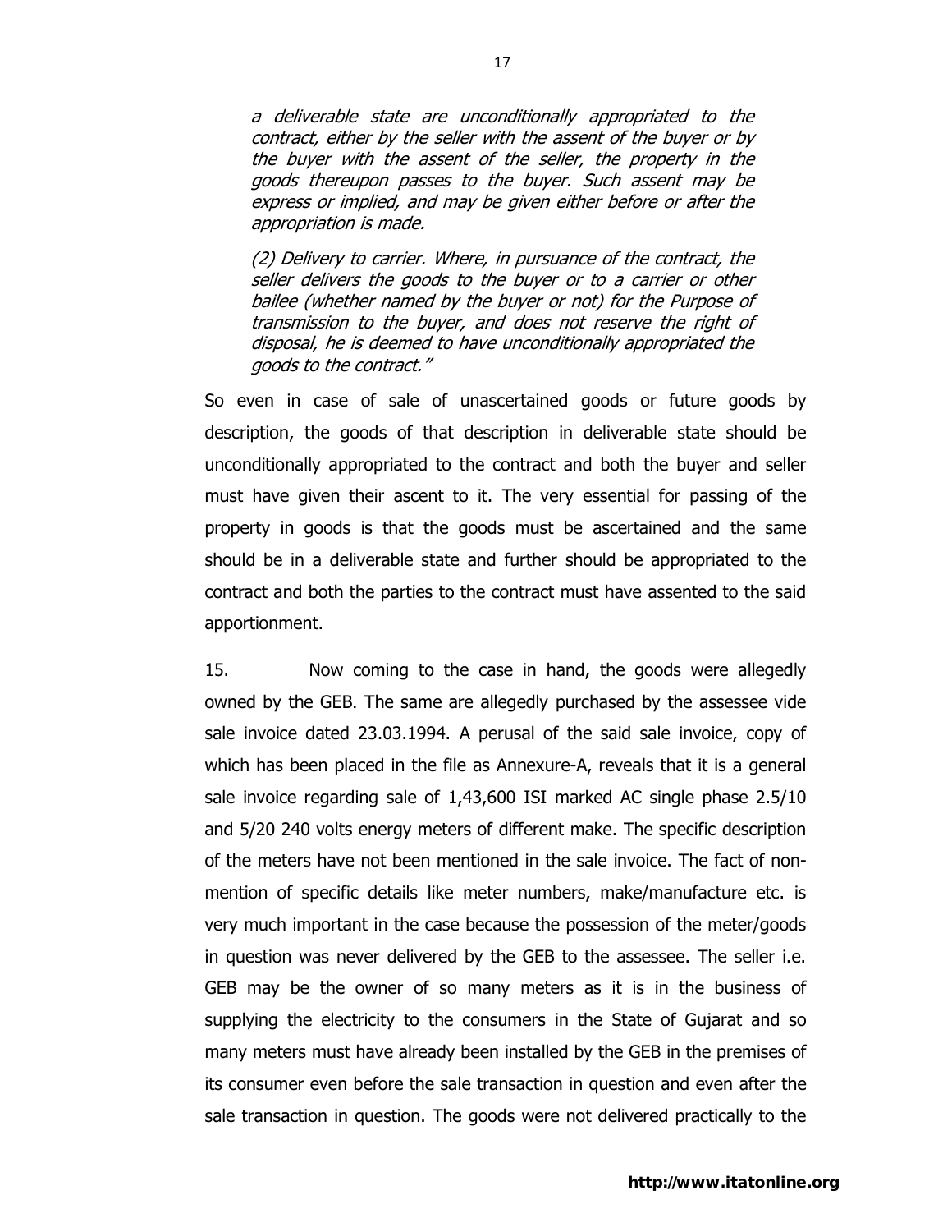*a deliverable state are unconditionally appropriated to the contract, either by the seller with the assent of the buyer or by the buyer with the assent of the seller, the property in the goods thereupon passes to the buyer. Such assent may be express or implied, and may be given either before or after the appropriation is made.*

*(2) Delivery to carrier. Where, in pursuance of the contract, the seller delivers the goods to the buyer or to a carrier or other bailee (whether named by the buyer or not) for the Purpose of transmission to the buyer, and does not reserve the right of disposal, he is deemed to have unconditionally appropriated the goods to the contract."*

So even in case of sale of unascertained goods or future goods by description, the goods of that description in deliverable state should be unconditionally appropriated to the contract and both the buyer and seller must have given their ascent to it. The very essential for passing of the property in goods is that the goods must be ascertained and the same should be in a deliverable state and further should be appropriated to the contract and both the parties to the contract must have assented to the said apportionment.

15. Now coming to the case in hand, the goods were allegedly owned by the GEB. The same are allegedly purchased by the assessee vide sale invoice dated 23.03.1994. A perusal of the said sale invoice, copy of which has been placed in the file as Annexure-A, reveals that it is a general sale invoice regarding sale of 1,43,600 ISI marked AC single phase 2.5/10 and 5/20 240 volts energy meters of different make. The specific description of the meters have not been mentioned in the sale invoice. The fact of non-mention of specific details like meter numbers, make/manufacture etc. is very much important in the case because the possession of the meter/goods in question was never delivered by the GEB to the assessee. The seller i.e. GEB may be the owner of so many meters as it is in the business of supplying the electricity to the consumers in the State of Gujarat and so many meters must have already been installed by the GEB in the premises of its consumer even before the sale transaction in question and even after the sale transaction in question. The goods were not delivered practically to the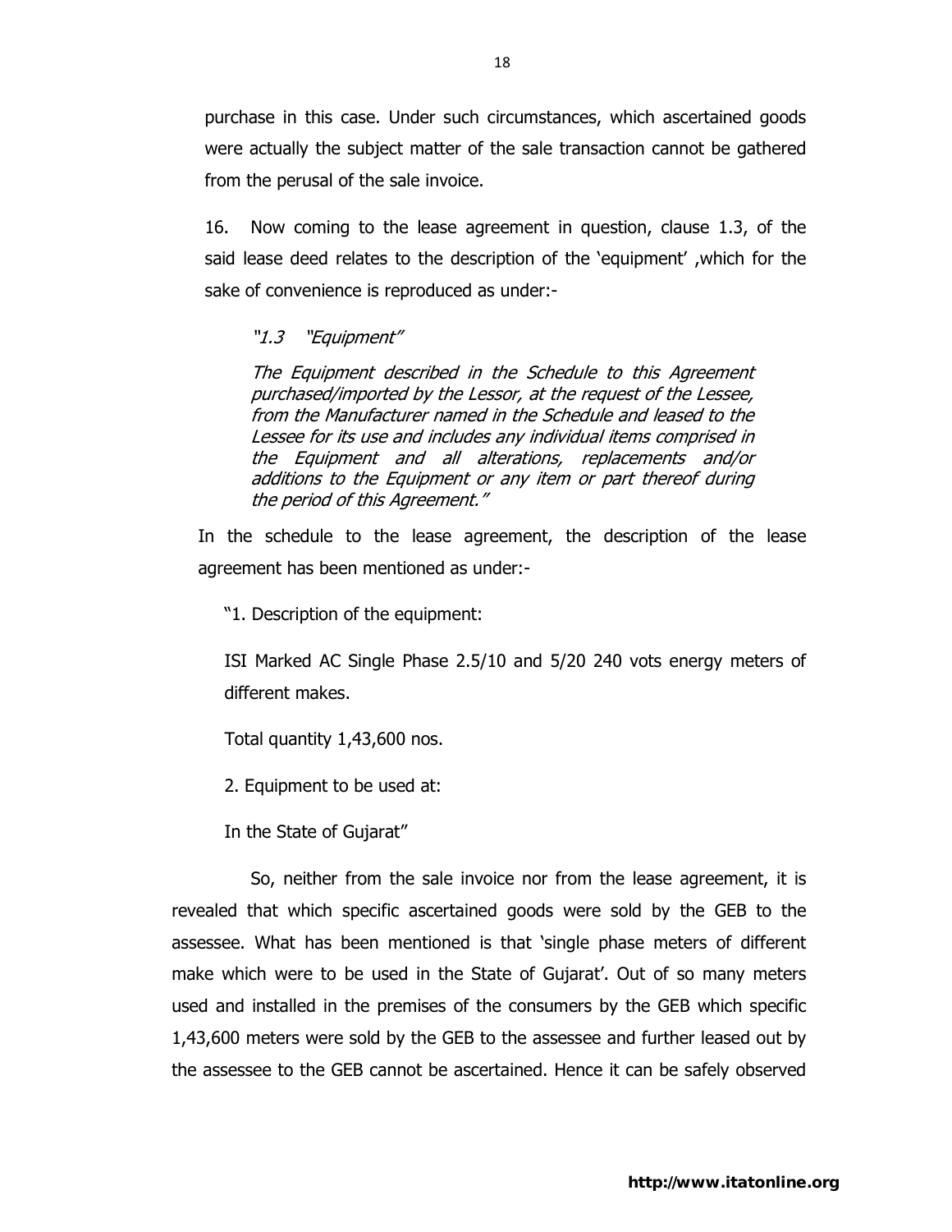purchase in this case. Under such circumstances, which ascertained goods were actually the subject matter of the sale transaction cannot be gathered from the perusal of the sale invoice.

16. Now coming to the lease agreement in question, clause 1.3, of the said lease deed relates to the description of the 'equipment' ,which for the sake of convenience is reproduced as under:-

> *"1.3 "Equipment"*
>
> *The Equipment described in the Schedule to this Agreement purchased/imported by the Lessor, at the request of the Lessee, from the Manufacturer named in the Schedule and leased to the Lessee for its use and includes any individual items comprised in the Equipment and all alterations, replacements and/or additions to the Equipment or any item or part thereof during the period of this Agreement."*

In the schedule to the lease agreement, the description of the lease agreement has been mentioned as under:-

> "1. Description of the equipment:
>
> ISI Marked AC Single Phase 2.5/10 and 5/20 240 vots energy meters of different makes.
>
> Total quantity 1,43,600 nos.
>
> 2. Equipment to be used at:
>
> In the State of Gujarat"

So, neither from the sale invoice nor from the lease agreement, it is revealed that which specific ascertained goods were sold by the GEB to the assessee. What has been mentioned is that 'single phase meters of different make which were to be used in the State of Gujarat'. Out of so many meters used and installed in the premises of the consumers by the GEB which specific 1,43,600 meters were sold by the GEB to the assessee and further leased out by the assessee to the GEB cannot be ascertained. Hence it can be safely observed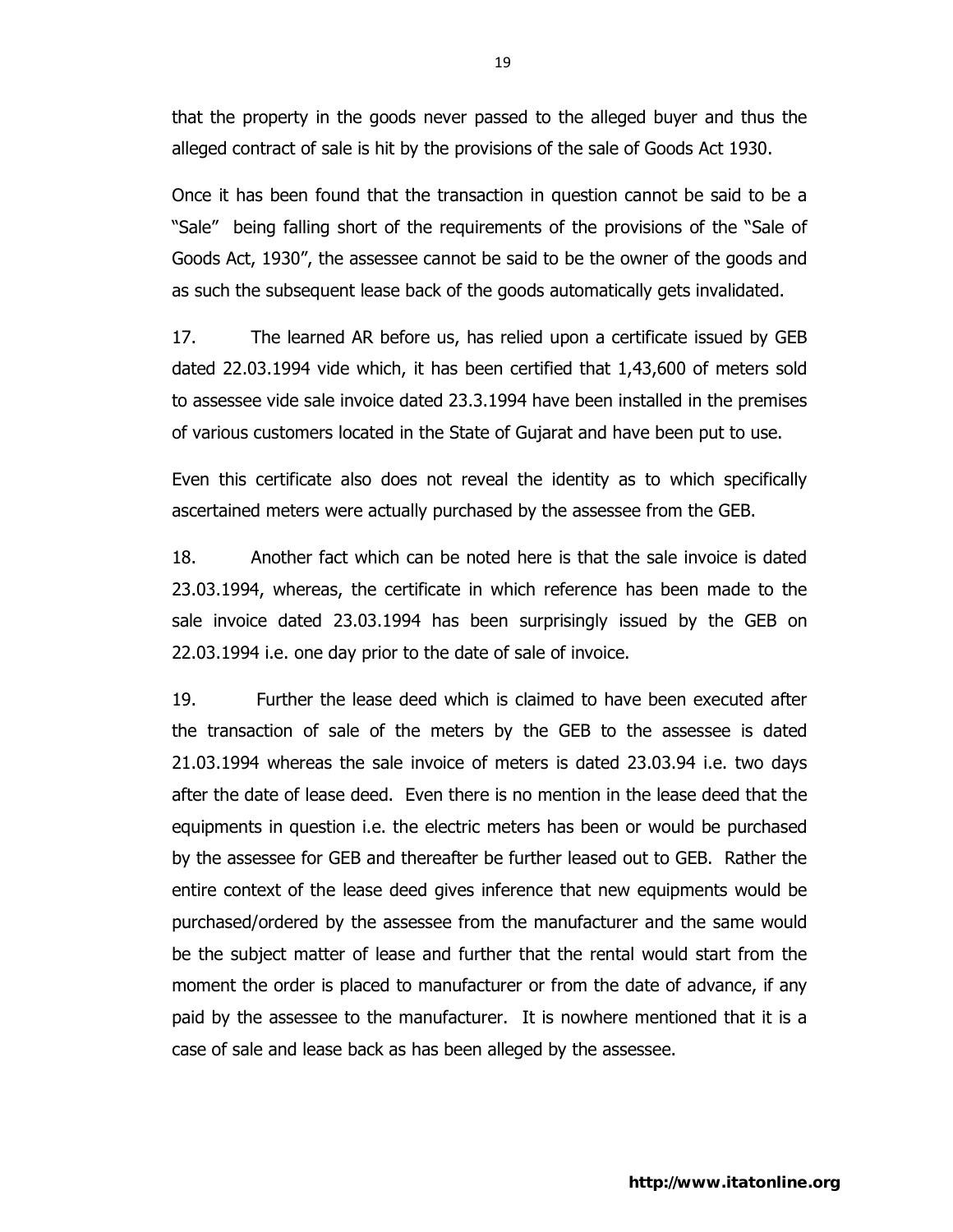that the property in the goods never passed to the alleged buyer and thus the alleged contract of sale is hit by the provisions of the sale of Goods Act 1930.

Once it has been found that the transaction in question cannot be said to be a "Sale" being falling short of the requirements of the provisions of the "Sale of Goods Act, 1930", the assessee cannot be said to be the owner of the goods and as such the subsequent lease back of the goods automatically gets invalidated.

17. The learned AR before us, has relied upon a certificate issued by GEB dated 22.03.1994 vide which, it has been certified that 1,43,600 of meters sold to assessee vide sale invoice dated 23.3.1994 have been installed in the premises of various customers located in the State of Gujarat and have been put to use.

Even this certificate also does not reveal the identity as to which specifically ascertained meters were actually purchased by the assessee from the GEB.

18. Another fact which can be noted here is that the sale invoice is dated 23.03.1994, whereas, the certificate in which reference has been made to the sale invoice dated 23.03.1994 has been surprisingly issued by the GEB on 22.03.1994 i.e. one day prior to the date of sale of invoice.

19. Further the lease deed which is claimed to have been executed after the transaction of sale of the meters by the GEB to the assessee is dated 21.03.1994 whereas the sale invoice of meters is dated 23.03.94 i.e. two days after the date of lease deed. Even there is no mention in the lease deed that the equipments in question i.e. the electric meters has been or would be purchased by the assessee for GEB and thereafter be further leased out to GEB. Rather the entire context of the lease deed gives inference that new equipments would be purchased/ordered by the assessee from the manufacturer and the same would be the subject matter of lease and further that the rental would start from the moment the order is placed to manufacturer or from the date of advance, if any paid by the assessee to the manufacturer. It is nowhere mentioned that it is a case of sale and lease back as has been alleged by the assessee.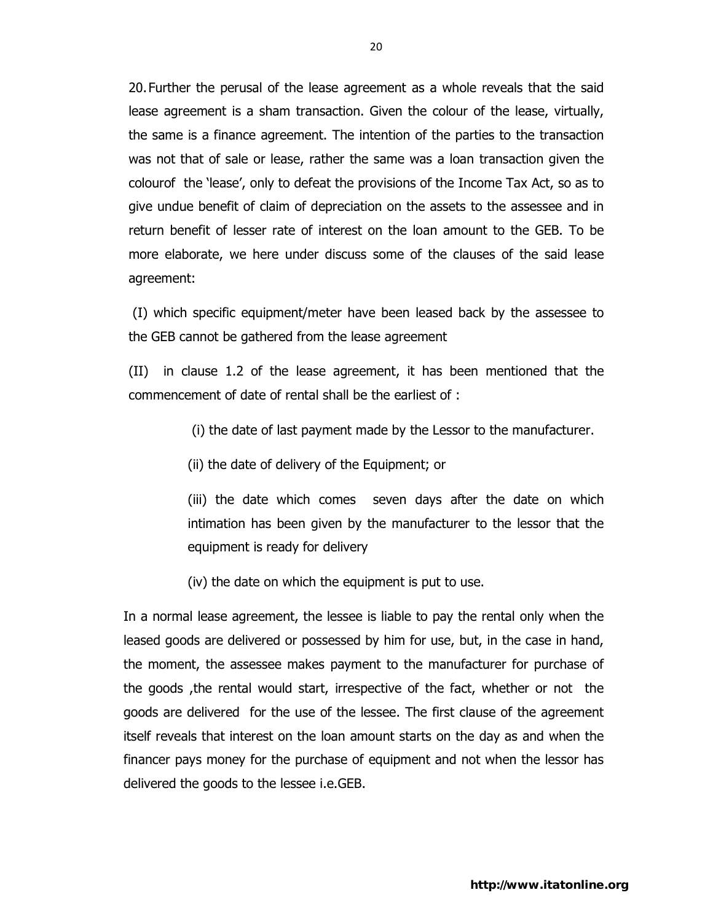20. Further the perusal of the lease agreement as a whole reveals that the said lease agreement is a sham transaction. Given the colour of the lease, virtually, the same is a finance agreement. The intention of the parties to the transaction was not that of sale or lease, rather the same was a loan transaction given the colourof the 'lease', only to defeat the provisions of the Income Tax Act, so as to give undue benefit of claim of depreciation on the assets to the assessee and in return benefit of lesser rate of interest on the loan amount to the GEB. To be more elaborate, we here under discuss some of the clauses of the said lease agreement:

(I) which specific equipment/meter have been leased back by the assessee to the GEB cannot be gathered from the lease agreement

(II) in clause 1.2 of the lease agreement, it has been mentioned that the commencement of date of rental shall be the earliest of :

> (i) the date of last payment made by the Lessor to the manufacturer.
>
> (ii) the date of delivery of the Equipment; or
>
> (iii) the date which comes seven days after the date on which intimation has been given by the manufacturer to the lessor that the equipment is ready for delivery
>
> (iv) the date on which the equipment is put to use.

In a normal lease agreement, the lessee is liable to pay the rental only when the leased goods are delivered or possessed by him for use, but, in the case in hand, the moment, the assessee makes payment to the manufacturer for purchase of the goods ,the rental would start, irrespective of the fact, whether or not the goods are delivered for the use of the lessee. The first clause of the agreement itself reveals that interest on the loan amount starts on the day as and when the financer pays money for the purchase of equipment and not when the lessor has delivered the goods to the lessee i.e.GEB.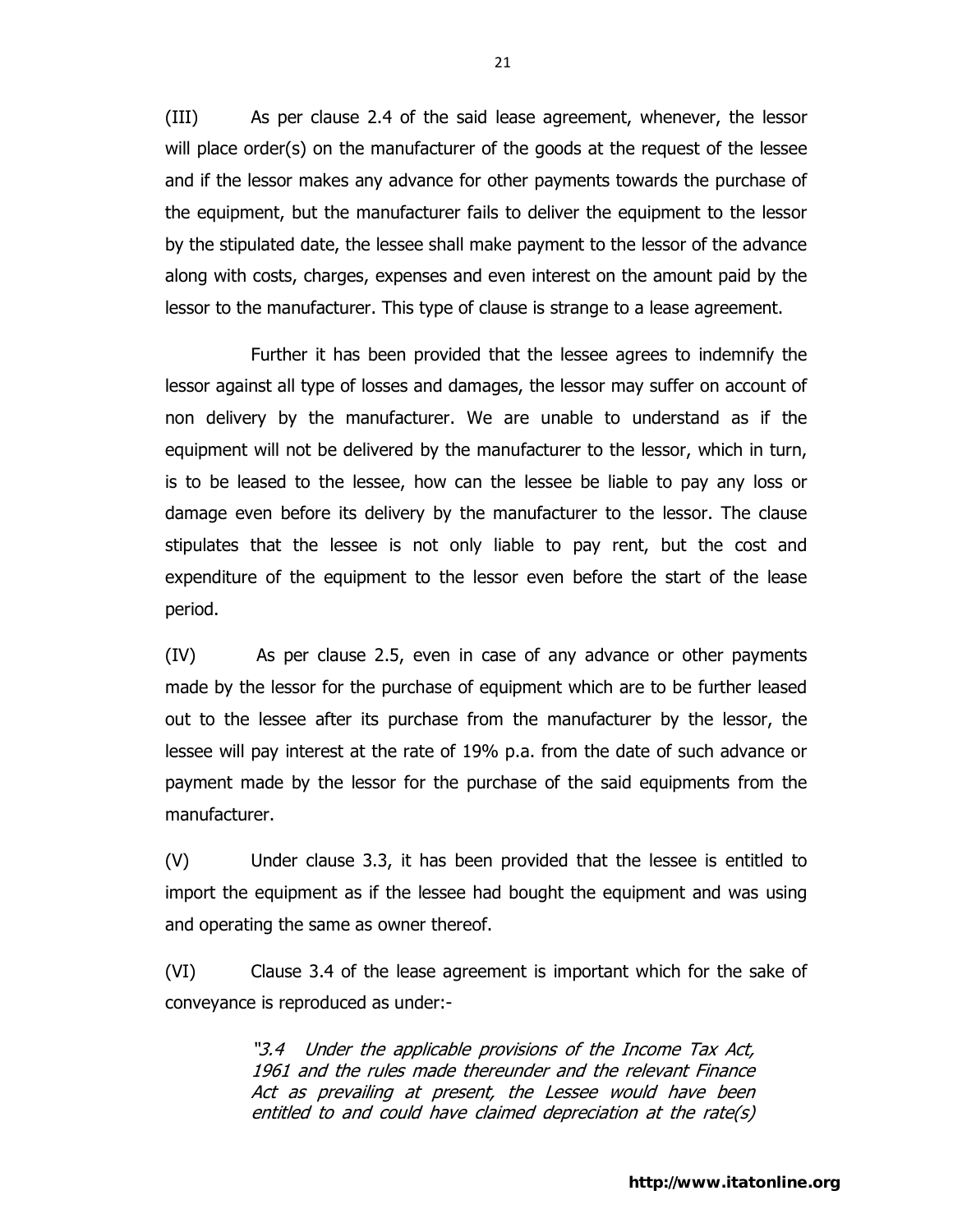(III) As per clause 2.4 of the said lease agreement, whenever, the lessor will place order(s) on the manufacturer of the goods at the request of the lessee and if the lessor makes any advance for other payments towards the purchase of the equipment, but the manufacturer fails to deliver the equipment to the lessor by the stipulated date, the lessee shall make payment to the lessor of the advance along with costs, charges, expenses and even interest on the amount paid by the lessor to the manufacturer. This type of clause is strange to a lease agreement.

Further it has been provided that the lessee agrees to indemnify the lessor against all type of losses and damages, the lessor may suffer on account of non delivery by the manufacturer. We are unable to understand as if the equipment will not be delivered by the manufacturer to the lessor, which in turn, is to be leased to the lessee, how can the lessee be liable to pay any loss or damage even before its delivery by the manufacturer to the lessor. The clause stipulates that the lessee is not only liable to pay rent, but the cost and expenditure of the equipment to the lessor even before the start of the lease period.

(IV) As per clause 2.5, even in case of any advance or other payments made by the lessor for the purchase of equipment which are to be further leased out to the lessee after its purchase from the manufacturer by the lessor, the lessee will pay interest at the rate of 19% p.a. from the date of such advance or payment made by the lessor for the purchase of the said equipments from the manufacturer.

(V) Under clause 3.3, it has been provided that the lessee is entitled to import the equipment as if the lessee had bought the equipment and was using and operating the same as owner thereof.

(VI) Clause 3.4 of the lease agreement is important which for the sake of conveyance is reproduced as under:-

> *"3.4 Under the applicable provisions of the Income Tax Act, 1961 and the rules made thereunder and the relevant Finance Act as prevailing at present, the Lessee would have been entitled to and could have claimed depreciation at the rate(s)*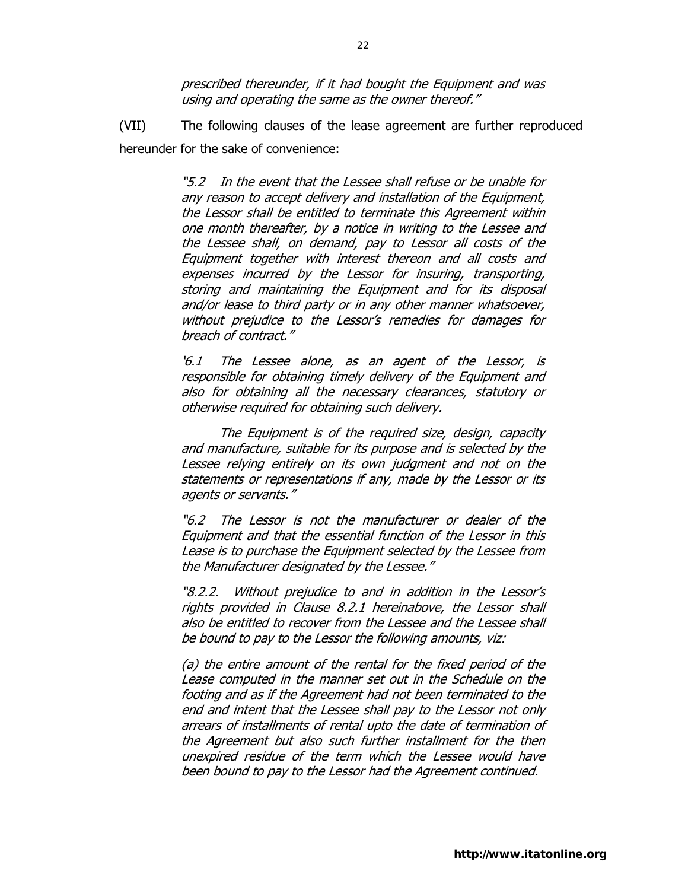*prescribed thereunder, if it had bought the Equipment and was using and operating the same as the owner thereof."*

(VII) The following clauses of the lease agreement are further reproduced hereunder for the sake of convenience:

> *"5.2 In the event that the Lessee shall refuse or be unable for any reason to accept delivery and installation of the Equipment, the Lessor shall be entitled to terminate this Agreement within one month thereafter, by a notice in writing to the Lessee and the Lessee shall, on demand, pay to Lessor all costs of the Equipment together with interest thereon and all costs and expenses incurred by the Lessor for insuring, transporting, storing and maintaining the Equipment and for its disposal and/or lease to third party or in any other manner whatsoever, without prejudice to the Lessor's remedies for damages for breach of contract."*
>
> *'6.1 The Lessee alone, as an agent of the Lessor, is responsible for obtaining timely delivery of the Equipment and also for obtaining all the necessary clearances, statutory or otherwise required for obtaining such delivery.*
>
> *The Equipment is of the required size, design, capacity and manufacture, suitable for its purpose and is selected by the Lessee relying entirely on its own judgment and not on the statements or representations if any, made by the Lessor or its agents or servants."*
>
> *"6.2 The Lessor is not the manufacturer or dealer of the Equipment and that the essential function of the Lessor in this Lease is to purchase the Equipment selected by the Lessee from the Manufacturer designated by the Lessee."*
>
> *"8.2.2. Without prejudice to and in addition in the Lessor's rights provided in Clause 8.2.1 hereinabove, the Lessor shall also be entitled to recover from the Lessee and the Lessee shall be bound to pay to the Lessor the following amounts, viz:*
>
> *(a) the entire amount of the rental for the fixed period of the Lease computed in the manner set out in the Schedule on the footing and as if the Agreement had not been terminated to the end and intent that the Lessee shall pay to the Lessor not only arrears of installments of rental upto the date of termination of the Agreement but also such further installment for the then unexpired residue of the term which the Lessee would have been bound to pay to the Lessor had the Agreement continued.*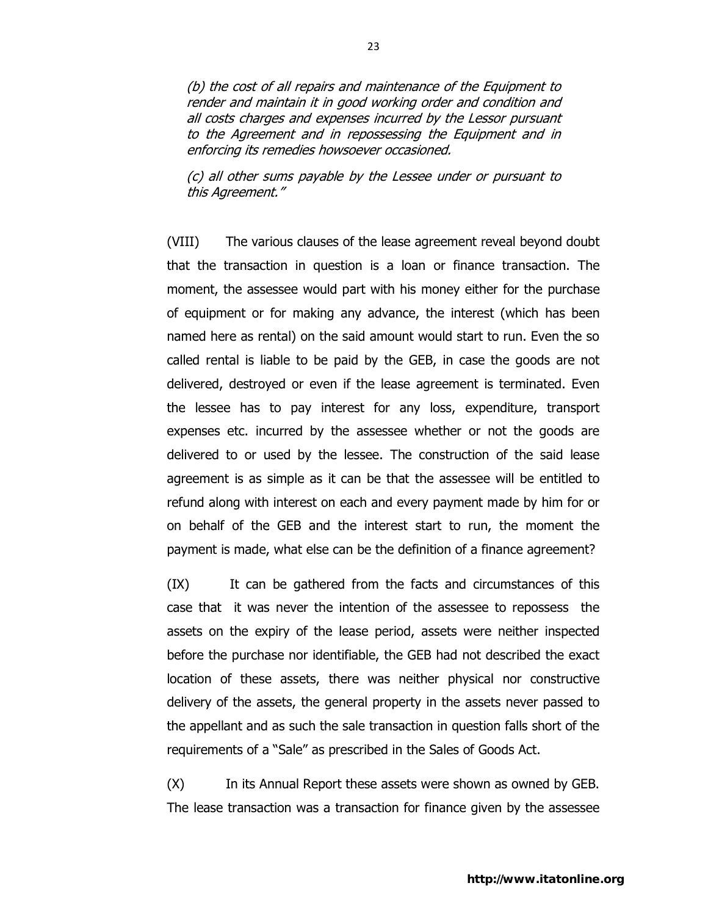*(b) the cost of all repairs and maintenance of the Equipment to render and maintain it in good working order and condition and all costs charges and expenses incurred by the Lessor pursuant to the Agreement and in repossessing the Equipment and in enforcing its remedies howsoever occasioned.*

*(c) all other sums payable by the Lessee under or pursuant to this Agreement."*

(VIII) The various clauses of the lease agreement reveal beyond doubt that the transaction in question is a loan or finance transaction. The moment, the assessee would part with his money either for the purchase of equipment or for making any advance, the interest (which has been named here as rental) on the said amount would start to run. Even the so called rental is liable to be paid by the GEB, in case the goods are not delivered, destroyed or even if the lease agreement is terminated. Even the lessee has to pay interest for any loss, expenditure, transport expenses etc. incurred by the assessee whether or not the goods are delivered to or used by the lessee. The construction of the said lease agreement is as simple as it can be that the assessee will be entitled to refund along with interest on each and every payment made by him for or on behalf of the GEB and the interest start to run, the moment the payment is made, what else can be the definition of a finance agreement?

(IX) It can be gathered from the facts and circumstances of this case that it was never the intention of the assessee to repossess the assets on the expiry of the lease period, assets were neither inspected before the purchase nor identifiable, the GEB had not described the exact location of these assets, there was neither physical nor constructive delivery of the assets, the general property in the assets never passed to the appellant and as such the sale transaction in question falls short of the requirements of a "Sale" as prescribed in the Sales of Goods Act.

(X) In its Annual Report these assets were shown as owned by GEB. The lease transaction was a transaction for finance given by the assessee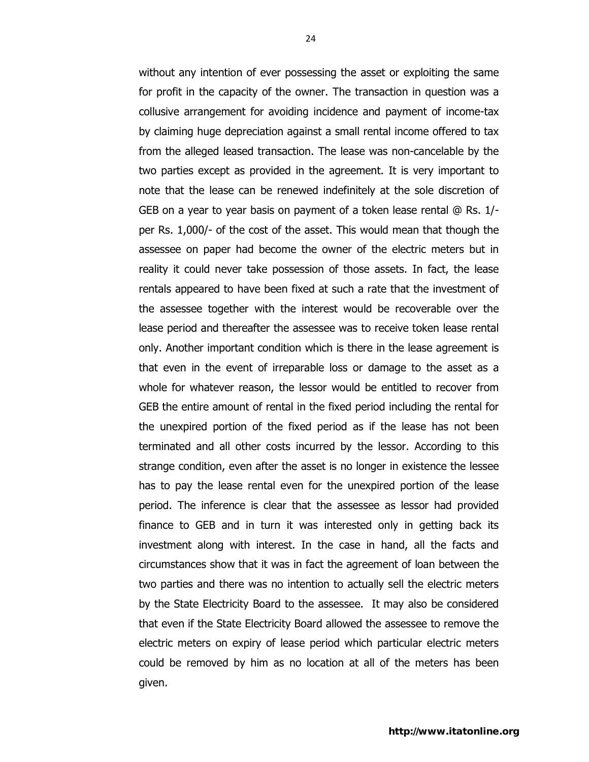without any intention of ever possessing the asset or exploiting the same for profit in the capacity of the owner. The transaction in question was a collusive arrangement for avoiding incidence and payment of income-tax by claiming huge depreciation against a small rental income offered to tax from the alleged leased transaction. The lease was non-cancelable by the two parties except as provided in the agreement. It is very important to note that the lease can be renewed indefinitely at the sole discretion of GEB on a year to year basis on payment of a token lease rental @ Rs. 1/- per Rs. 1,000/- of the cost of the asset. This would mean that though the assessee on paper had become the owner of the electric meters but in reality it could never take possession of those assets. In fact, the lease rentals appeared to have been fixed at such a rate that the investment of the assessee together with the interest would be recoverable over the lease period and thereafter the assessee was to receive token lease rental only. Another important condition which is there in the lease agreement is that even in the event of irreparable loss or damage to the asset as a whole for whatever reason, the lessor would be entitled to recover from GEB the entire amount of rental in the fixed period including the rental for the unexpired portion of the fixed period as if the lease has not been terminated and all other costs incurred by the lessor. According to this strange condition, even after the asset is no longer in existence the lessee has to pay the lease rental even for the unexpired portion of the lease period. The inference is clear that the assessee as lessor had provided finance to GEB and in turn it was interested only in getting back its investment along with interest. In the case in hand, all the facts and circumstances show that it was in fact the agreement of loan between the two parties and there was no intention to actually sell the electric meters by the State Electricity Board to the assessee. It may also be considered that even if the State Electricity Board allowed the assessee to remove the electric meters on expiry of lease period which particular electric meters could be removed by him as no location at all of the meters has been given.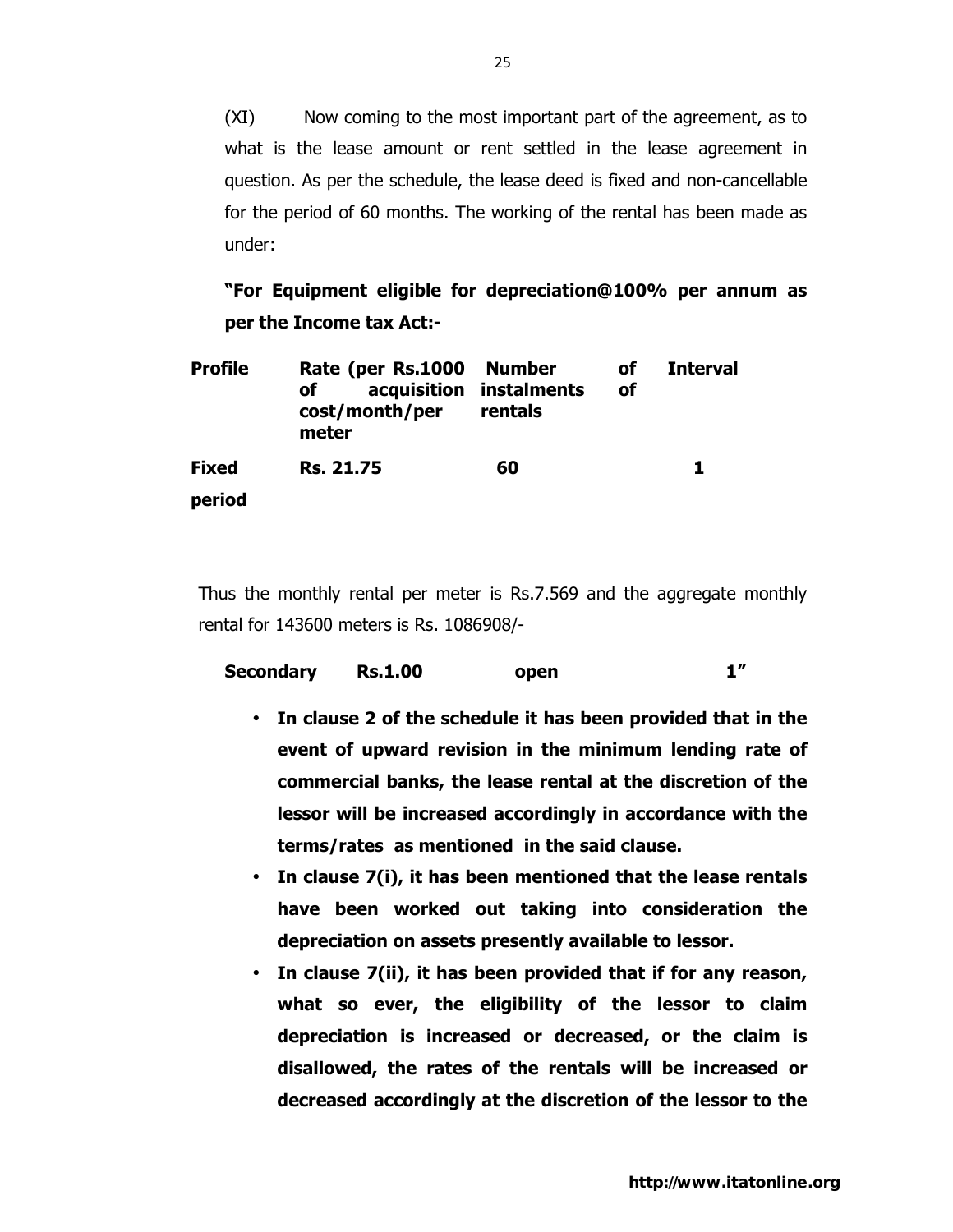(XI) Now coming to the most important part of the agreement, as to what is the lease amount or rent settled in the lease agreement in question. As per the schedule, the lease deed is fixed and non-cancellable for the period of 60 months. The working of the rental has been made as under:

**"For Equipment eligible for depreciation@100% per annum as per the Income tax Act:-**

| Profile | Rate (per Rs.1000 of acquisition cost/month/per meter | Number of instalments of rentals | Interval |
|---|---|---|---|
| **Fixed period** | **Rs. 21.75** | **60** | **1** |

Thus the monthly rental per meter is Rs.7.569 and the aggregate monthly rental for 143600 meters is Rs. 1086908/-

| | | | |
|---|---|---|---|
| **Secondary** | **Rs.1.00** | **open** | **1"** |

- **In clause 2 of the schedule it has been provided that in the event of upward revision in the minimum lending rate of commercial banks, the lease rental at the discretion of the lessor will be increased accordingly in accordance with the terms/rates as mentioned in the said clause.**
- **In clause 7(i), it has been mentioned that the lease rentals have been worked out taking into consideration the depreciation on assets presently available to lessor.**
- **In clause 7(ii), it has been provided that if for any reason, what so ever, the eligibility of the lessor to claim depreciation is increased or decreased, or the claim is disallowed, the rates of the rentals will be increased or decreased accordingly at the discretion of the lessor to the**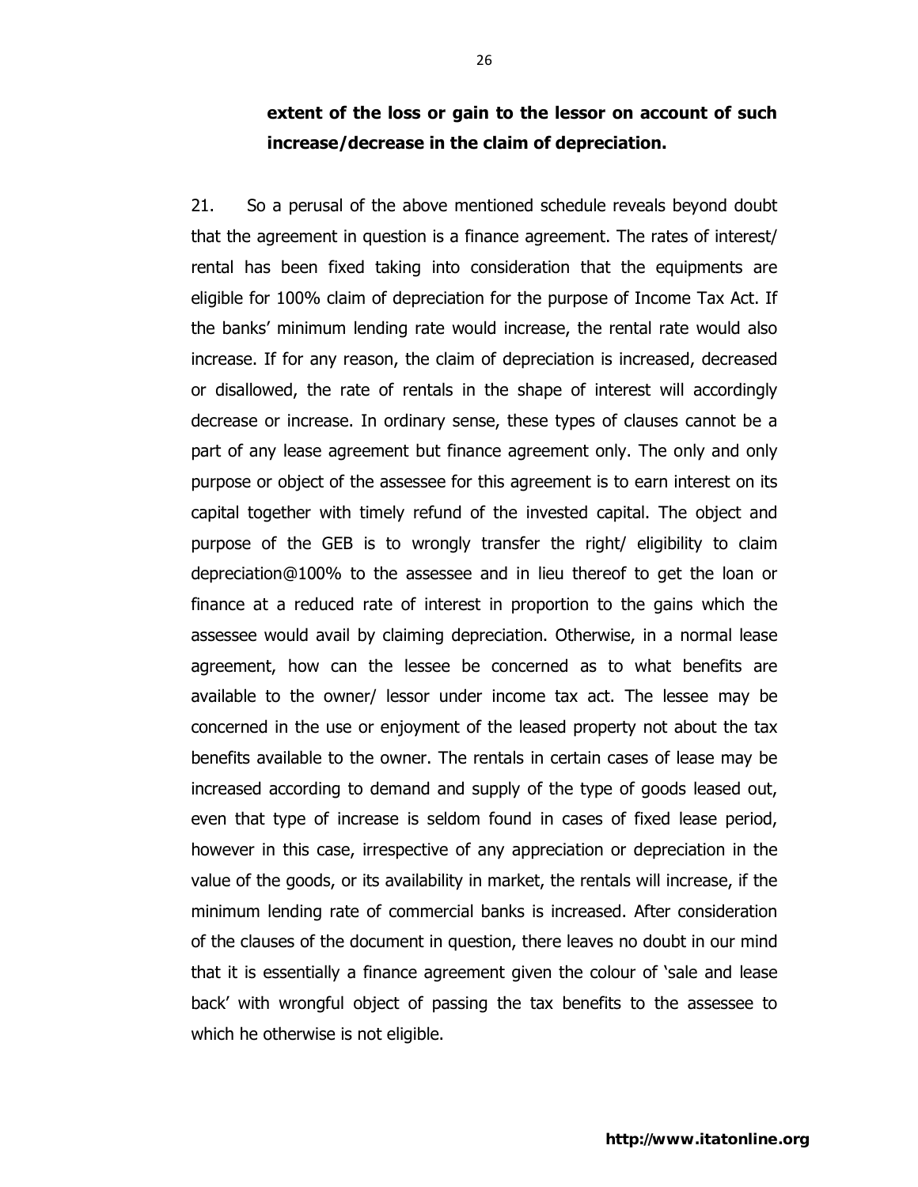**extent of the loss or gain to the lessor on account of such increase/decrease in the claim of depreciation.**

21. So a perusal of the above mentioned schedule reveals beyond doubt that the agreement in question is a finance agreement. The rates of interest/ rental has been fixed taking into consideration that the equipments are eligible for 100% claim of depreciation for the purpose of Income Tax Act. If the banks' minimum lending rate would increase, the rental rate would also increase. If for any reason, the claim of depreciation is increased, decreased or disallowed, the rate of rentals in the shape of interest will accordingly decrease or increase. In ordinary sense, these types of clauses cannot be a part of any lease agreement but finance agreement only. The only and only purpose or object of the assessee for this agreement is to earn interest on its capital together with timely refund of the invested capital. The object and purpose of the GEB is to wrongly transfer the right/ eligibility to claim depreciation@100% to the assessee and in lieu thereof to get the loan or finance at a reduced rate of interest in proportion to the gains which the assessee would avail by claiming depreciation. Otherwise, in a normal lease agreement, how can the lessee be concerned as to what benefits are available to the owner/ lessor under income tax act. The lessee may be concerned in the use or enjoyment of the leased property not about the tax benefits available to the owner. The rentals in certain cases of lease may be increased according to demand and supply of the type of goods leased out, even that type of increase is seldom found in cases of fixed lease period, however in this case, irrespective of any appreciation or depreciation in the value of the goods, or its availability in market, the rentals will increase, if the minimum lending rate of commercial banks is increased. After consideration of the clauses of the document in question, there leaves no doubt in our mind that it is essentially a finance agreement given the colour of 'sale and lease back' with wrongful object of passing the tax benefits to the assessee to which he otherwise is not eligible.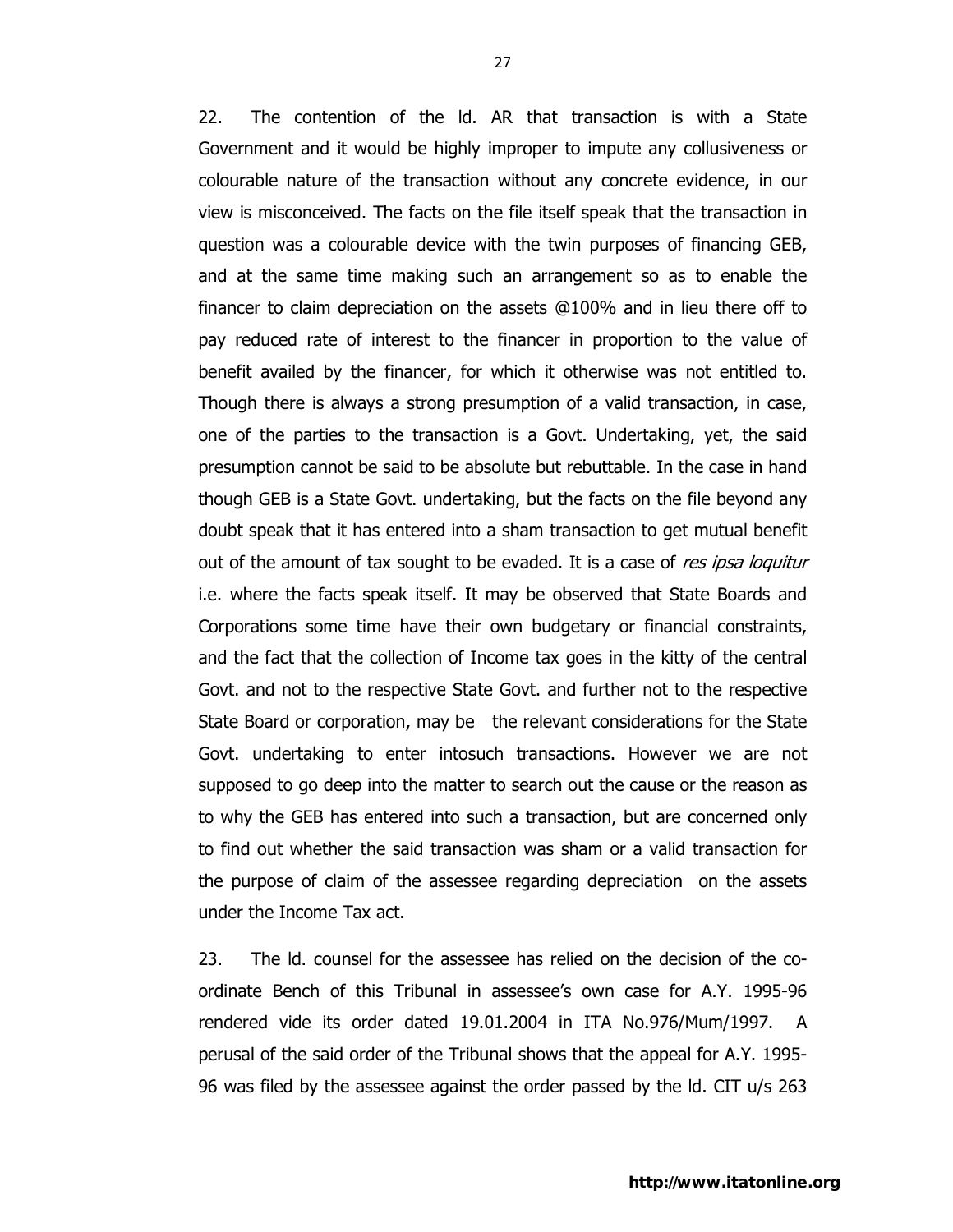22. The contention of the ld. AR that transaction is with a State Government and it would be highly improper to impute any collusiveness or colourable nature of the transaction without any concrete evidence, in our view is misconceived. The facts on the file itself speak that the transaction in question was a colourable device with the twin purposes of financing GEB, and at the same time making such an arrangement so as to enable the financer to claim depreciation on the assets @100% and in lieu there off to pay reduced rate of interest to the financer in proportion to the value of benefit availed by the financer, for which it otherwise was not entitled to. Though there is always a strong presumption of a valid transaction, in case, one of the parties to the transaction is a Govt. Undertaking, yet, the said presumption cannot be said to be absolute but rebuttable. In the case in hand though GEB is a State Govt. undertaking, but the facts on the file beyond any doubt speak that it has entered into a sham transaction to get mutual benefit out of the amount of tax sought to be evaded. It is a case of *res ipsa loquitur* i.e. where the facts speak itself. It may be observed that State Boards and Corporations some time have their own budgetary or financial constraints, and the fact that the collection of Income tax goes in the kitty of the central Govt. and not to the respective State Govt. and further not to the respective State Board or corporation, may be the relevant considerations for the State Govt. undertaking to enter intosuch transactions. However we are not supposed to go deep into the matter to search out the cause or the reason as to why the GEB has entered into such a transaction, but are concerned only to find out whether the said transaction was sham or a valid transaction for the purpose of claim of the assessee regarding depreciation on the assets under the Income Tax act.

23. The ld. counsel for the assessee has relied on the decision of the co-ordinate Bench of this Tribunal in assessee's own case for A.Y. 1995-96 rendered vide its order dated 19.01.2004 in ITA No.976/Mum/1997. A perusal of the said order of the Tribunal shows that the appeal for A.Y. 1995-96 was filed by the assessee against the order passed by the ld. CIT u/s 263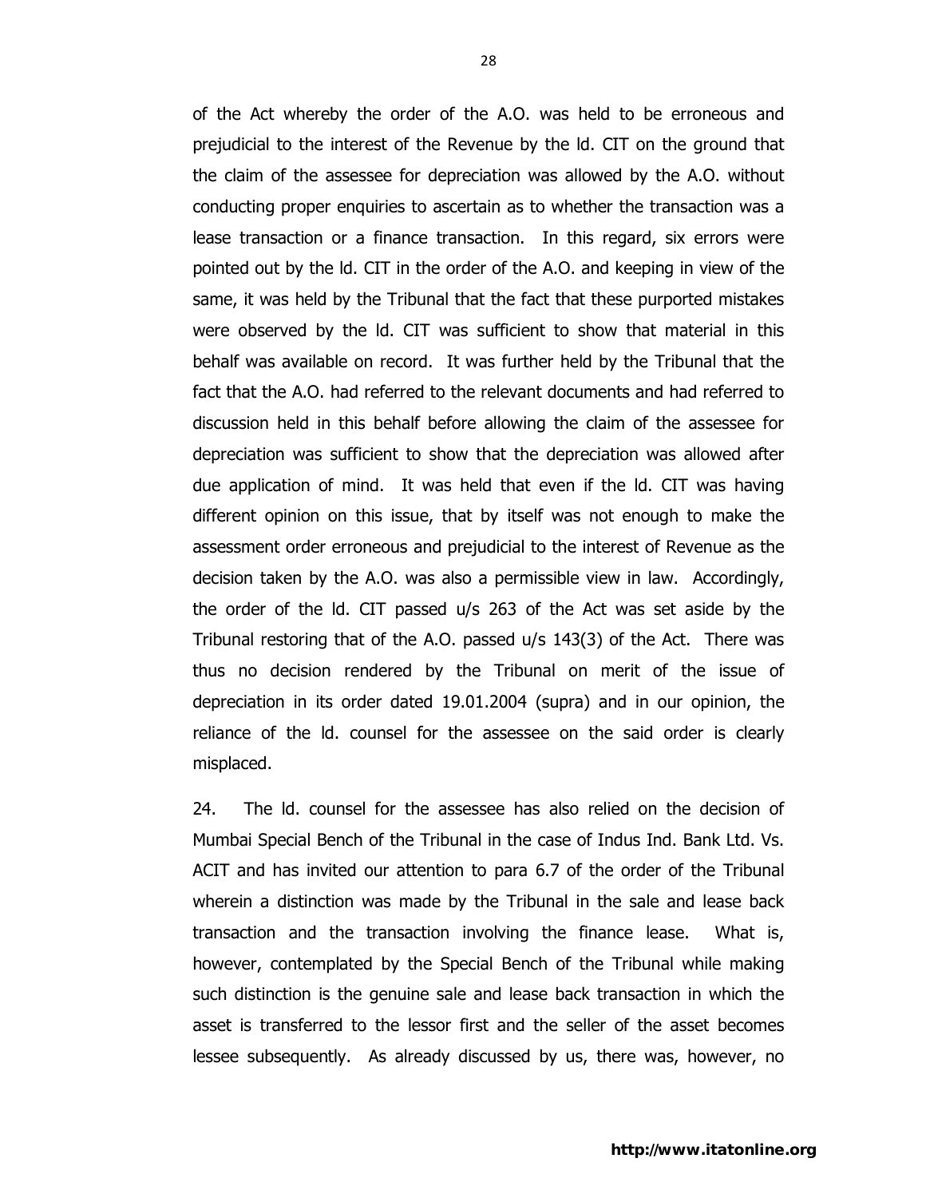of the Act whereby the order of the A.O. was held to be erroneous and prejudicial to the interest of the Revenue by the ld. CIT on the ground that the claim of the assessee for depreciation was allowed by the A.O. without conducting proper enquiries to ascertain as to whether the transaction was a lease transaction or a finance transaction. In this regard, six errors were pointed out by the ld. CIT in the order of the A.O. and keeping in view of the same, it was held by the Tribunal that the fact that these purported mistakes were observed by the ld. CIT was sufficient to show that material in this behalf was available on record. It was further held by the Tribunal that the fact that the A.O. had referred to the relevant documents and had referred to discussion held in this behalf before allowing the claim of the assessee for depreciation was sufficient to show that the depreciation was allowed after due application of mind. It was held that even if the ld. CIT was having different opinion on this issue, that by itself was not enough to make the assessment order erroneous and prejudicial to the interest of Revenue as the decision taken by the A.O. was also a permissible view in law. Accordingly, the order of the ld. CIT passed u/s 263 of the Act was set aside by the Tribunal restoring that of the A.O. passed u/s 143(3) of the Act. There was thus no decision rendered by the Tribunal on merit of the issue of depreciation in its order dated 19.01.2004 (supra) and in our opinion, the reliance of the ld. counsel for the assessee on the said order is clearly misplaced.

24. The ld. counsel for the assessee has also relied on the decision of Mumbai Special Bench of the Tribunal in the case of Indus Ind. Bank Ltd. Vs. ACIT and has invited our attention to para 6.7 of the order of the Tribunal wherein a distinction was made by the Tribunal in the sale and lease back transaction and the transaction involving the finance lease. What is, however, contemplated by the Special Bench of the Tribunal while making such distinction is the genuine sale and lease back transaction in which the asset is transferred to the lessor first and the seller of the asset becomes lessee subsequently. As already discussed by us, there was, however, no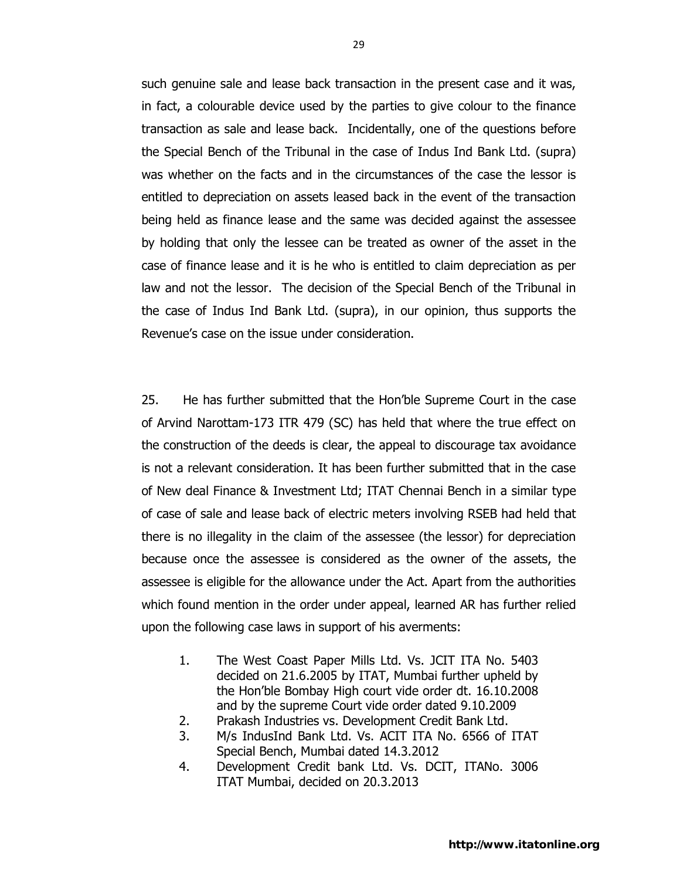such genuine sale and lease back transaction in the present case and it was, in fact, a colourable device used by the parties to give colour to the finance transaction as sale and lease back. Incidentally, one of the questions before the Special Bench of the Tribunal in the case of Indus Ind Bank Ltd. (supra) was whether on the facts and in the circumstances of the case the lessor is entitled to depreciation on assets leased back in the event of the transaction being held as finance lease and the same was decided against the assessee by holding that only the lessee can be treated as owner of the asset in the case of finance lease and it is he who is entitled to claim depreciation as per law and not the lessor. The decision of the Special Bench of the Tribunal in the case of Indus Ind Bank Ltd. (supra), in our opinion, thus supports the Revenue's case on the issue under consideration.

25. He has further submitted that the Hon'ble Supreme Court in the case of Arvind Narottam-173 ITR 479 (SC) has held that where the true effect on the construction of the deeds is clear, the appeal to discourage tax avoidance is not a relevant consideration. It has been further submitted that in the case of New deal Finance & Investment Ltd; ITAT Chennai Bench in a similar type of case of sale and lease back of electric meters involving RSEB had held that there is no illegality in the claim of the assessee (the lessor) for depreciation because once the assessee is considered as the owner of the assets, the assessee is eligible for the allowance under the Act. Apart from the authorities which found mention in the order under appeal, learned AR has further relied upon the following case laws in support of his averments:

1. The West Coast Paper Mills Ltd. Vs. JCIT ITA No. 5403 decided on 21.6.2005 by ITAT, Mumbai further upheld by the Hon'ble Bombay High court vide order dt. 16.10.2008 and by the supreme Court vide order dated 9.10.2009
2. Prakash Industries vs. Development Credit Bank Ltd.
3. M/s IndusInd Bank Ltd. Vs. ACIT ITA No. 6566 of ITAT Special Bench, Mumbai dated 14.3.2012
4. Development Credit bank Ltd. Vs. DCIT, ITANo. 3006 ITAT Mumbai, decided on 20.3.2013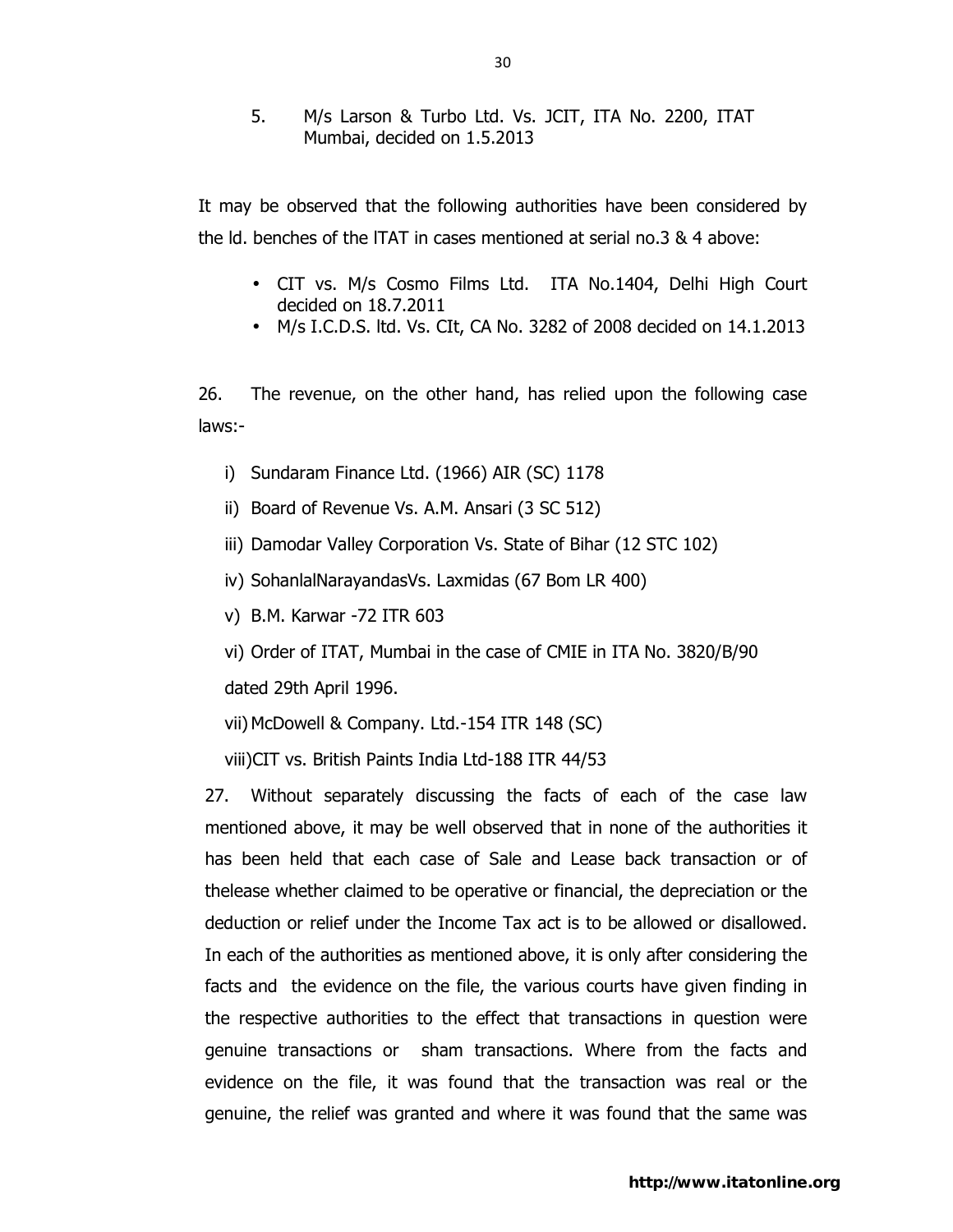5. M/s Larson & Turbo Ltd. Vs. JCIT, ITA No. 2200, ITAT Mumbai, decided on 1.5.2013

It may be observed that the following authorities have been considered by the ld. benches of the ITAT in cases mentioned at serial no.3 & 4 above:

- CIT vs. M/s Cosmo Films Ltd. ITA No.1404, Delhi High Court decided on 18.7.2011
- M/s I.C.D.S. ltd. Vs. CIt, CA No. 3282 of 2008 decided on 14.1.2013

26. The revenue, on the other hand, has relied upon the following case laws:-

i) Sundaram Finance Ltd. (1966) AIR (SC) 1178

ii) Board of Revenue Vs. A.M. Ansari (3 SC 512)

iii) Damodar Valley Corporation Vs. State of Bihar (12 STC 102)

iv) SohanlalNarayandasVs. Laxmidas (67 Bom LR 400)

v) B.M. Karwar -72 ITR 603

vi) Order of ITAT, Mumbai in the case of CMIE in ITA No. 3820/B/90 dated 29th April 1996.

vii) McDowell & Company. Ltd.-154 ITR 148 (SC)

viii)CIT vs. British Paints India Ltd-188 ITR 44/53

27. Without separately discussing the facts of each of the case law mentioned above, it may be well observed that in none of the authorities it has been held that each case of Sale and Lease back transaction or of thelease whether claimed to be operative or financial, the depreciation or the deduction or relief under the Income Tax act is to be allowed or disallowed. In each of the authorities as mentioned above, it is only after considering the facts and the evidence on the file, the various courts have given finding in the respective authorities to the effect that transactions in question were genuine transactions or sham transactions. Where from the facts and evidence on the file, it was found that the transaction was real or the genuine, the relief was granted and where it was found that the same was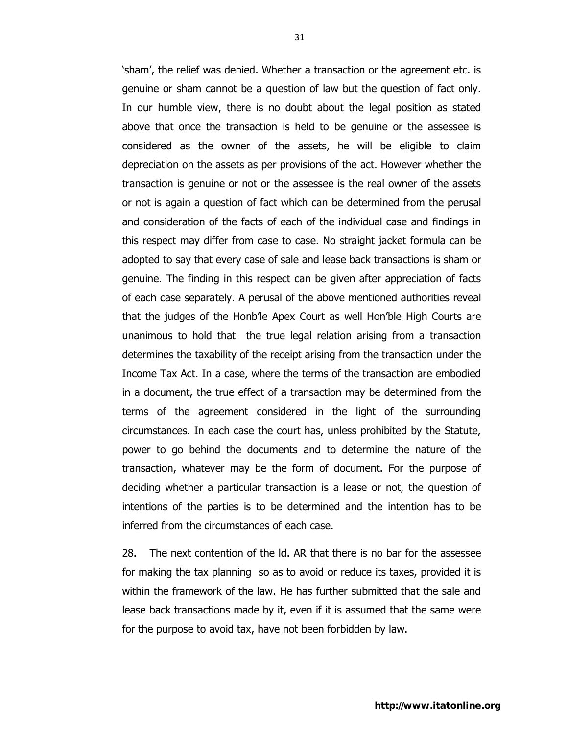'sham', the relief was denied. Whether a transaction or the agreement etc. is genuine or sham cannot be a question of law but the question of fact only. In our humble view, there is no doubt about the legal position as stated above that once the transaction is held to be genuine or the assessee is considered as the owner of the assets, he will be eligible to claim depreciation on the assets as per provisions of the act. However whether the transaction is genuine or not or the assessee is the real owner of the assets or not is again a question of fact which can be determined from the perusal and consideration of the facts of each of the individual case and findings in this respect may differ from case to case. No straight jacket formula can be adopted to say that every case of sale and lease back transactions is sham or genuine. The finding in this respect can be given after appreciation of facts of each case separately. A perusal of the above mentioned authorities reveal that the judges of the Honb'le Apex Court as well Hon'ble High Courts are unanimous to hold that the true legal relation arising from a transaction determines the taxability of the receipt arising from the transaction under the Income Tax Act. In a case, where the terms of the transaction are embodied in a document, the true effect of a transaction may be determined from the terms of the agreement considered in the light of the surrounding circumstances. In each case the court has, unless prohibited by the Statute, power to go behind the documents and to determine the nature of the transaction, whatever may be the form of document. For the purpose of deciding whether a particular transaction is a lease or not, the question of intentions of the parties is to be determined and the intention has to be inferred from the circumstances of each case.

28. The next contention of the ld. AR that there is no bar for the assessee for making the tax planning so as to avoid or reduce its taxes, provided it is within the framework of the law. He has further submitted that the sale and lease back transactions made by it, even if it is assumed that the same were for the purpose to avoid tax, have not been forbidden by law.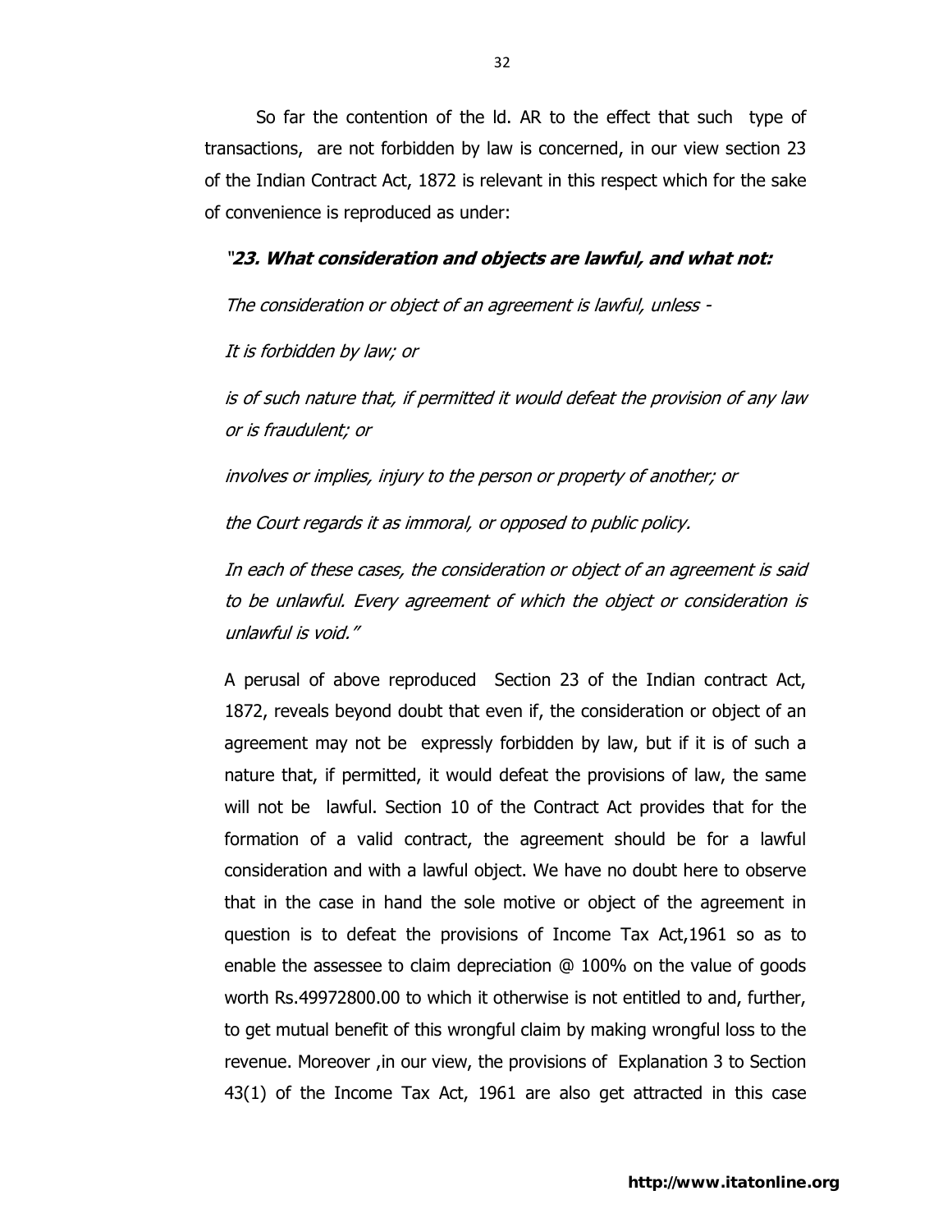So far the contention of the ld. AR to the effect that such type of transactions, are not forbidden by law is concerned, in our view section 23 of the Indian Contract Act, 1872 is relevant in this respect which for the sake of convenience is reproduced as under:

*"**23. What consideration and objects are lawful, and what not:***

*The consideration or object of an agreement is lawful, unless -*

*It is forbidden by law; or*

*is of such nature that, if permitted it would defeat the provision of any law or is fraudulent; or*

*involves or implies, injury to the person or property of another; or*

*the Court regards it as immoral, or opposed to public policy.*

*In each of these cases, the consideration or object of an agreement is said to be unlawful. Every agreement of which the object or consideration is unlawful is void."*

A perusal of above reproduced Section 23 of the Indian contract Act, 1872, reveals beyond doubt that even if, the consideration or object of an agreement may not be expressly forbidden by law, but if it is of such a nature that, if permitted, it would defeat the provisions of law, the same will not be lawful. Section 10 of the Contract Act provides that for the formation of a valid contract, the agreement should be for a lawful consideration and with a lawful object. We have no doubt here to observe that in the case in hand the sole motive or object of the agreement in question is to defeat the provisions of Income Tax Act,1961 so as to enable the assessee to claim depreciation @ 100% on the value of goods worth Rs.49972800.00 to which it otherwise is not entitled to and, further, to get mutual benefit of this wrongful claim by making wrongful loss to the revenue. Moreover ,in our view, the provisions of Explanation 3 to Section 43(1) of the Income Tax Act, 1961 are also get attracted in this case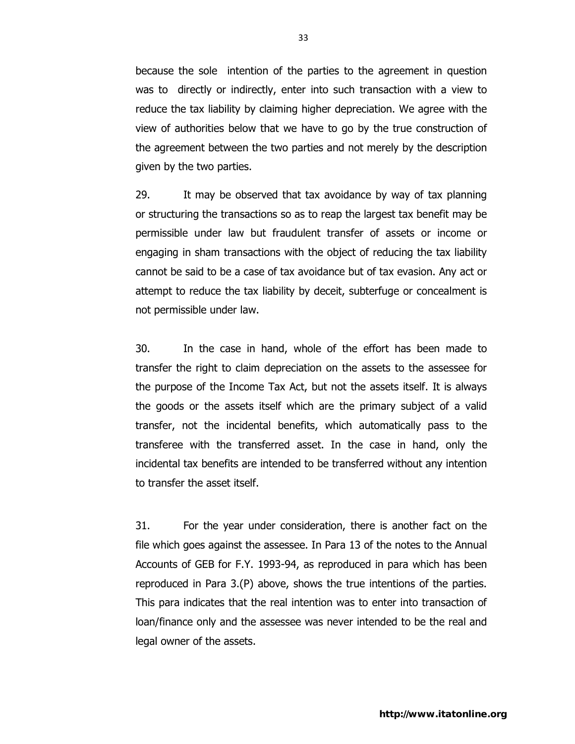because the sole intention of the parties to the agreement in question was to directly or indirectly, enter into such transaction with a view to reduce the tax liability by claiming higher depreciation. We agree with the view of authorities below that we have to go by the true construction of the agreement between the two parties and not merely by the description given by the two parties.

29. It may be observed that tax avoidance by way of tax planning or structuring the transactions so as to reap the largest tax benefit may be permissible under law but fraudulent transfer of assets or income or engaging in sham transactions with the object of reducing the tax liability cannot be said to be a case of tax avoidance but of tax evasion. Any act or attempt to reduce the tax liability by deceit, subterfuge or concealment is not permissible under law.

30. In the case in hand, whole of the effort has been made to transfer the right to claim depreciation on the assets to the assessee for the purpose of the Income Tax Act, but not the assets itself. It is always the goods or the assets itself which are the primary subject of a valid transfer, not the incidental benefits, which automatically pass to the transferee with the transferred asset. In the case in hand, only the incidental tax benefits are intended to be transferred without any intention to transfer the asset itself.

31. For the year under consideration, there is another fact on the file which goes against the assessee. In Para 13 of the notes to the Annual Accounts of GEB for F.Y. 1993-94, as reproduced in para which has been reproduced in Para 3.(P) above, shows the true intentions of the parties. This para indicates that the real intention was to enter into transaction of loan/finance only and the assessee was never intended to be the real and legal owner of the assets.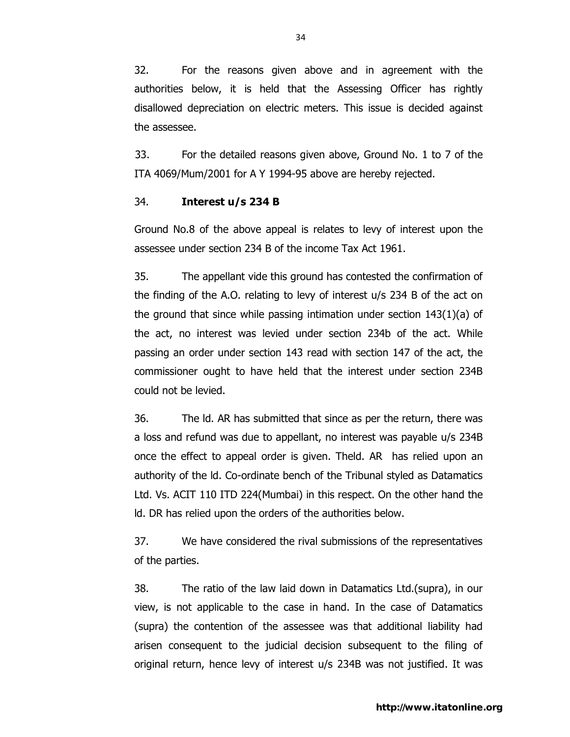32. For the reasons given above and in agreement with the authorities below, it is held that the Assessing Officer has rightly disallowed depreciation on electric meters. This issue is decided against the assessee.

33. For the detailed reasons given above, Ground No. 1 to 7 of the ITA 4069/Mum/2001 for A Y 1994-95 above are hereby rejected.

34. **Interest u/s 234 B**

Ground No.8 of the above appeal is relates to levy of interest upon the assessee under section 234 B of the income Tax Act 1961.

35. The appellant vide this ground has contested the confirmation of the finding of the A.O. relating to levy of interest u/s 234 B of the act on the ground that since while passing intimation under section 143(1)(a) of the act, no interest was levied under section 234b of the act. While passing an order under section 143 read with section 147 of the act, the commissioner ought to have held that the interest under section 234B could not be levied.

36. The ld. AR has submitted that since as per the return, there was a loss and refund was due to appellant, no interest was payable u/s 234B once the effect to appeal order is given. Theld. AR has relied upon an authority of the ld. Co-ordinate bench of the Tribunal styled as Datamatics Ltd. Vs. ACIT 110 ITD 224(Mumbai) in this respect. On the other hand the ld. DR has relied upon the orders of the authorities below.

37. We have considered the rival submissions of the representatives of the parties.

38. The ratio of the law laid down in Datamatics Ltd.(supra), in our view, is not applicable to the case in hand. In the case of Datamatics (supra) the contention of the assessee was that additional liability had arisen consequent to the judicial decision subsequent to the filing of original return, hence levy of interest u/s 234B was not justified. It was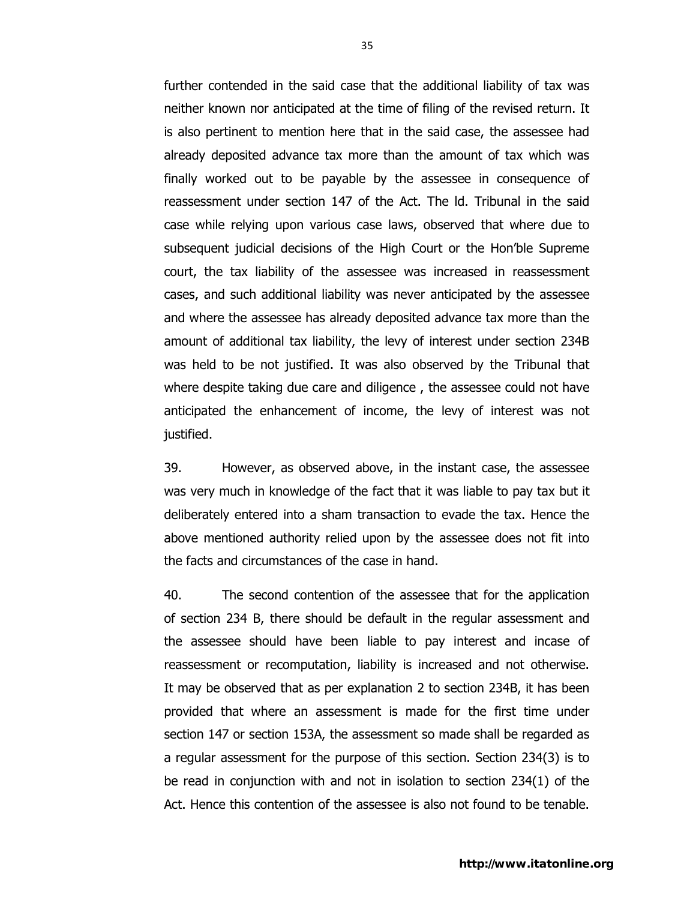further contended in the said case that the additional liability of tax was neither known nor anticipated at the time of filing of the revised return. It is also pertinent to mention here that in the said case, the assessee had already deposited advance tax more than the amount of tax which was finally worked out to be payable by the assessee in consequence of reassessment under section 147 of the Act. The ld. Tribunal in the said case while relying upon various case laws, observed that where due to subsequent judicial decisions of the High Court or the Hon'ble Supreme court, the tax liability of the assessee was increased in reassessment cases, and such additional liability was never anticipated by the assessee and where the assessee has already deposited advance tax more than the amount of additional tax liability, the levy of interest under section 234B was held to be not justified. It was also observed by the Tribunal that where despite taking due care and diligence , the assessee could not have anticipated the enhancement of income, the levy of interest was not justified.

39. However, as observed above, in the instant case, the assessee was very much in knowledge of the fact that it was liable to pay tax but it deliberately entered into a sham transaction to evade the tax. Hence the above mentioned authority relied upon by the assessee does not fit into the facts and circumstances of the case in hand.

40. The second contention of the assessee that for the application of section 234 B, there should be default in the regular assessment and the assessee should have been liable to pay interest and incase of reassessment or recomputation, liability is increased and not otherwise. It may be observed that as per explanation 2 to section 234B, it has been provided that where an assessment is made for the first time under section 147 or section 153A, the assessment so made shall be regarded as a regular assessment for the purpose of this section. Section 234(3) is to be read in conjunction with and not in isolation to section 234(1) of the Act. Hence this contention of the assessee is also not found to be tenable.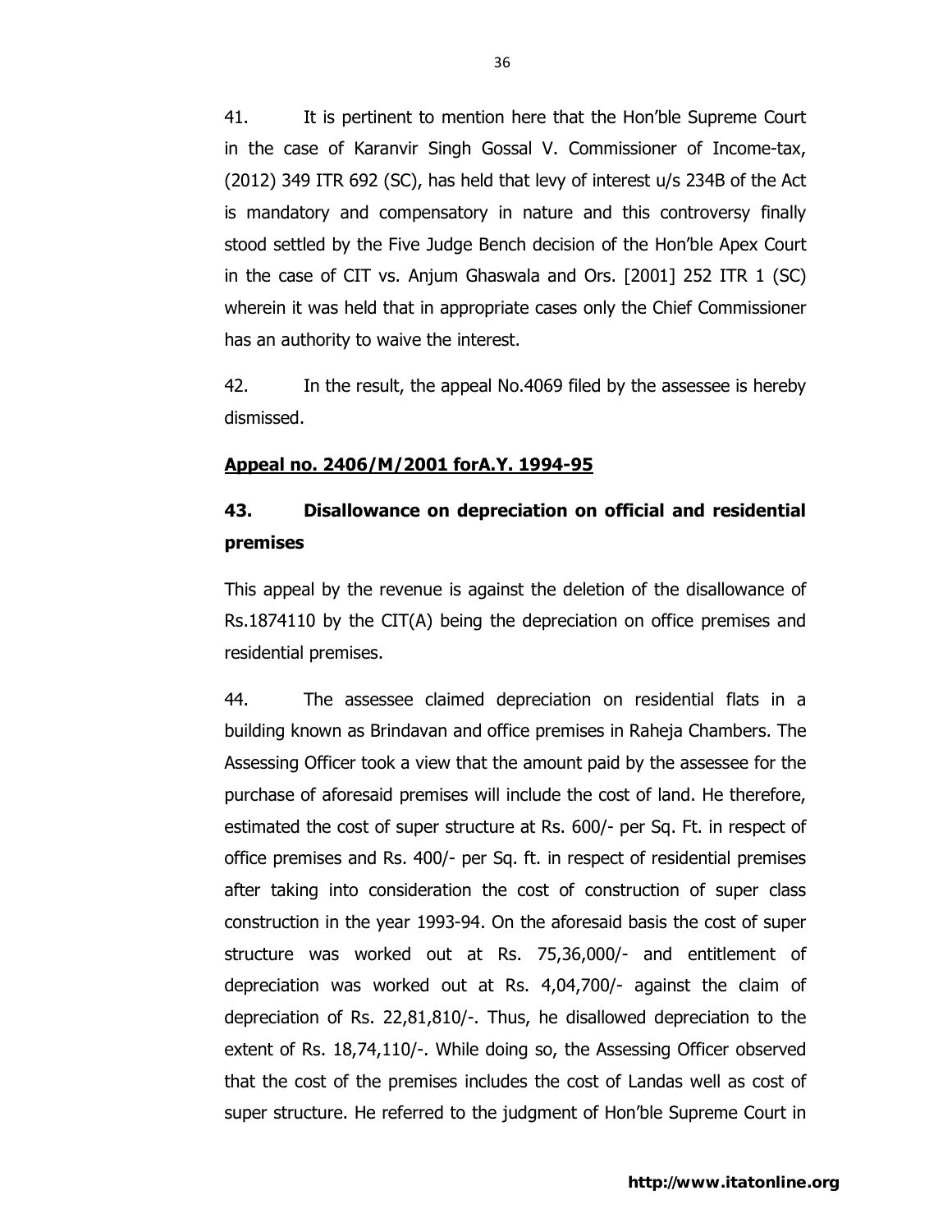41. It is pertinent to mention here that the Hon'ble Supreme Court in the case of Karanvir Singh Gossal V. Commissioner of Income-tax, (2012) 349 ITR 692 (SC), has held that levy of interest u/s 234B of the Act is mandatory and compensatory in nature and this controversy finally stood settled by the Five Judge Bench decision of the Hon'ble Apex Court in the case of CIT vs. Anjum Ghaswala and Ors. [2001] 252 ITR 1 (SC) wherein it was held that in appropriate cases only the Chief Commissioner has an authority to waive the interest.

42. In the result, the appeal No.4069 filed by the assessee is hereby dismissed.

**Appeal no. 2406/M/2001 forA.Y. 1994-95**

**43. Disallowance on depreciation on official and residential premises**

This appeal by the revenue is against the deletion of the disallowance of Rs.1874110 by the CIT(A) being the depreciation on office premises and residential premises.

44. The assessee claimed depreciation on residential flats in a building known as Brindavan and office premises in Raheja Chambers. The Assessing Officer took a view that the amount paid by the assessee for the purchase of aforesaid premises will include the cost of land. He therefore, estimated the cost of super structure at Rs. 600/- per Sq. Ft. in respect of office premises and Rs. 400/- per Sq. ft. in respect of residential premises after taking into consideration the cost of construction of super class construction in the year 1993-94. On the aforesaid basis the cost of super structure was worked out at Rs. 75,36,000/- and entitlement of depreciation was worked out at Rs. 4,04,700/- against the claim of depreciation of Rs. 22,81,810/-. Thus, he disallowed depreciation to the extent of Rs. 18,74,110/-. While doing so, the Assessing Officer observed that the cost of the premises includes the cost of Landas well as cost of super structure. He referred to the judgment of Hon'ble Supreme Court in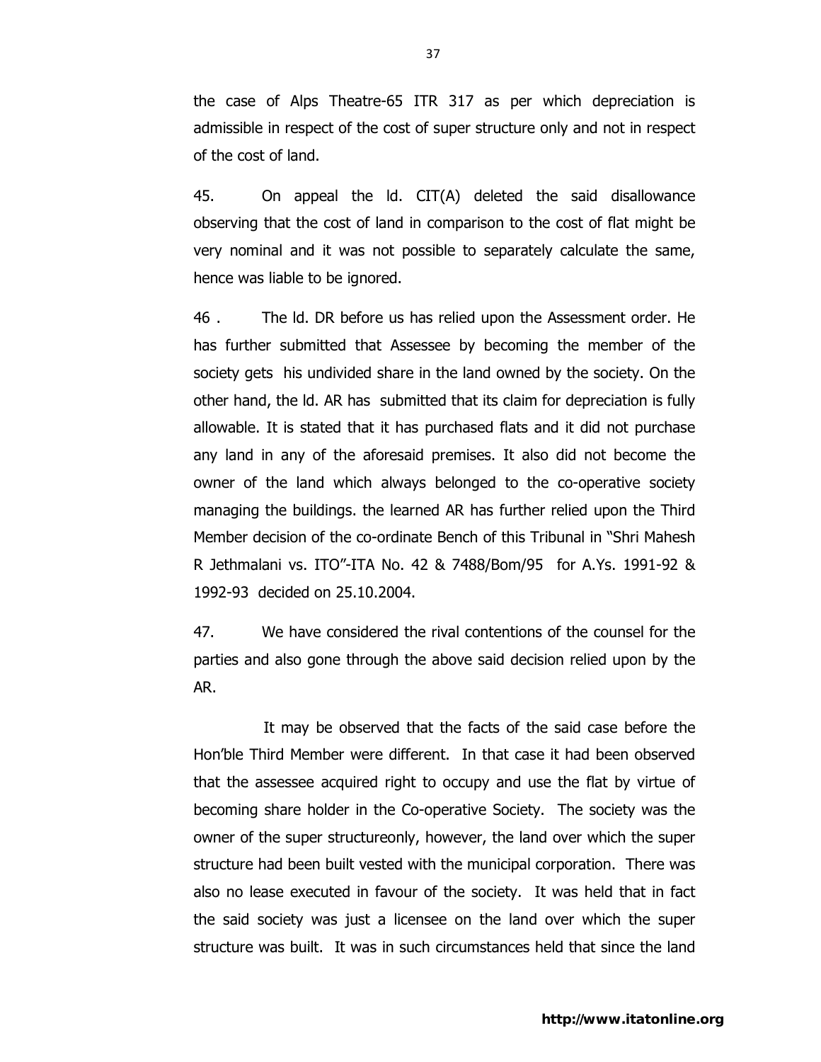the case of Alps Theatre-65 ITR 317 as per which depreciation is admissible in respect of the cost of super structure only and not in respect of the cost of land.

45. On appeal the ld. CIT(A) deleted the said disallowance observing that the cost of land in comparison to the cost of flat might be very nominal and it was not possible to separately calculate the same, hence was liable to be ignored.

46 . The ld. DR before us has relied upon the Assessment order. He has further submitted that Assessee by becoming the member of the society gets his undivided share in the land owned by the society. On the other hand, the ld. AR has submitted that its claim for depreciation is fully allowable. It is stated that it has purchased flats and it did not purchase any land in any of the aforesaid premises. It also did not become the owner of the land which always belonged to the co-operative society managing the buildings. the learned AR has further relied upon the Third Member decision of the co-ordinate Bench of this Tribunal in "Shri Mahesh R Jethmalani vs. ITO"-ITA No. 42 & 7488/Bom/95 for A.Ys. 1991-92 & 1992-93 decided on 25.10.2004.

47. We have considered the rival contentions of the counsel for the parties and also gone through the above said decision relied upon by the AR.

It may be observed that the facts of the said case before the Hon'ble Third Member were different. In that case it had been observed that the assessee acquired right to occupy and use the flat by virtue of becoming share holder in the Co-operative Society. The society was the owner of the super structureonly, however, the land over which the super structure had been built vested with the municipal corporation. There was also no lease executed in favour of the society. It was held that in fact the said society was just a licensee on the land over which the super structure was built. It was in such circumstances held that since the land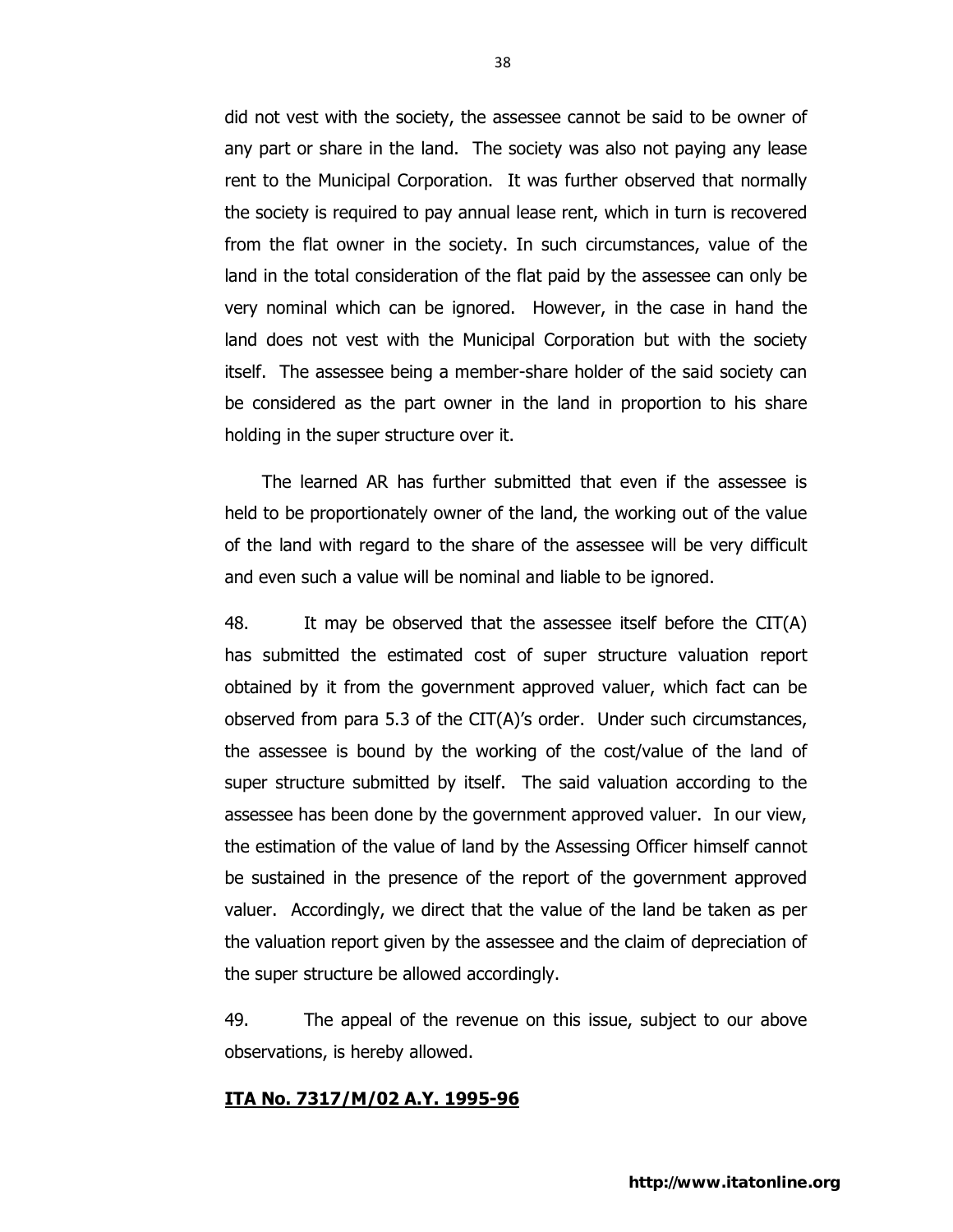did not vest with the society, the assessee cannot be said to be owner of any part or share in the land. The society was also not paying any lease rent to the Municipal Corporation. It was further observed that normally the society is required to pay annual lease rent, which in turn is recovered from the flat owner in the society. In such circumstances, value of the land in the total consideration of the flat paid by the assessee can only be very nominal which can be ignored. However, in the case in hand the land does not vest with the Municipal Corporation but with the society itself. The assessee being a member-share holder of the said society can be considered as the part owner in the land in proportion to his share holding in the super structure over it.

The learned AR has further submitted that even if the assessee is held to be proportionately owner of the land, the working out of the value of the land with regard to the share of the assessee will be very difficult and even such a value will be nominal and liable to be ignored.

48. It may be observed that the assessee itself before the CIT(A) has submitted the estimated cost of super structure valuation report obtained by it from the government approved valuer, which fact can be observed from para 5.3 of the CIT(A)'s order. Under such circumstances, the assessee is bound by the working of the cost/value of the land of super structure submitted by itself. The said valuation according to the assessee has been done by the government approved valuer. In our view, the estimation of the value of land by the Assessing Officer himself cannot be sustained in the presence of the report of the government approved valuer. Accordingly, we direct that the value of the land be taken as per the valuation report given by the assessee and the claim of depreciation of the super structure be allowed accordingly.

49. The appeal of the revenue on this issue, subject to our above observations, is hereby allowed.

**ITA No. 7317/M/02 A.Y. 1995-96**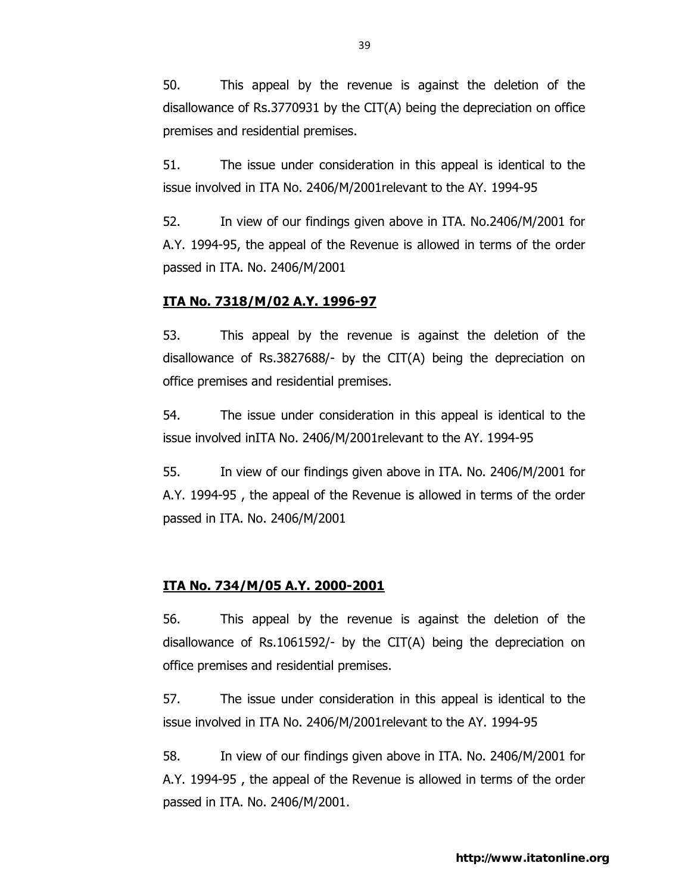50. This appeal by the revenue is against the deletion of the disallowance of Rs.3770931 by the CIT(A) being the depreciation on office premises and residential premises.

51. The issue under consideration in this appeal is identical to the issue involved in ITA No. 2406/M/2001relevant to the AY. 1994-95

52. In view of our findings given above in ITA. No.2406/M/2001 for A.Y. 1994-95, the appeal of the Revenue is allowed in terms of the order passed in ITA. No. 2406/M/2001

**ITA No. 7318/M/02 A.Y. 1996-97**

53. This appeal by the revenue is against the deletion of the disallowance of Rs.3827688/- by the CIT(A) being the depreciation on office premises and residential premises.

54. The issue under consideration in this appeal is identical to the issue involved inITA No. 2406/M/2001relevant to the AY. 1994-95

55. In view of our findings given above in ITA. No. 2406/M/2001 for A.Y. 1994-95 , the appeal of the Revenue is allowed in terms of the order passed in ITA. No. 2406/M/2001

**ITA No. 734/M/05 A.Y. 2000-2001**

56. This appeal by the revenue is against the deletion of the disallowance of Rs.1061592/- by the CIT(A) being the depreciation on office premises and residential premises.

57. The issue under consideration in this appeal is identical to the issue involved in ITA No. 2406/M/2001relevant to the AY. 1994-95

58. In view of our findings given above in ITA. No. 2406/M/2001 for A.Y. 1994-95 , the appeal of the Revenue is allowed in terms of the order passed in ITA. No. 2406/M/2001.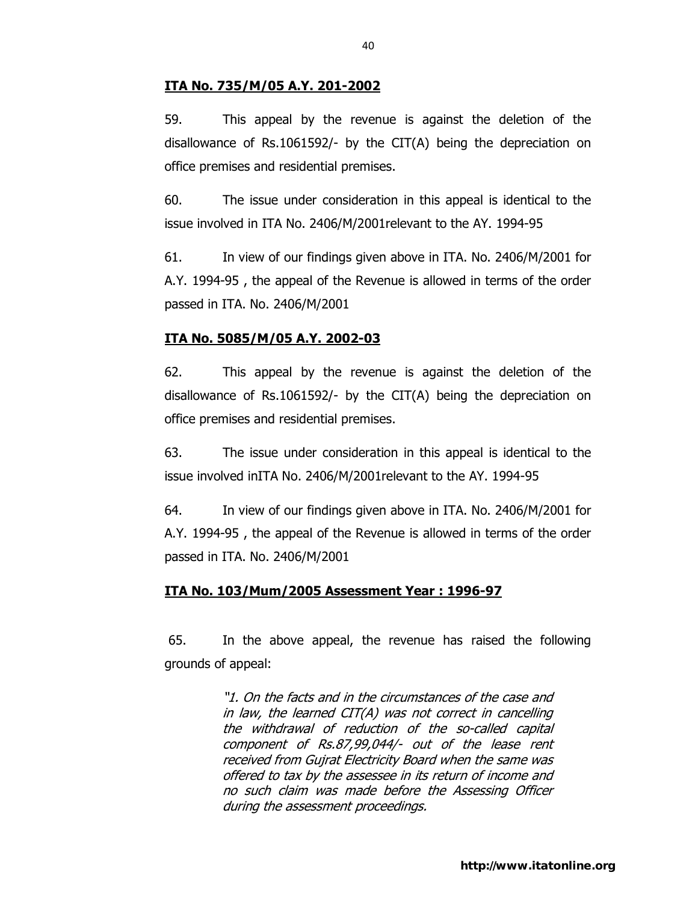**ITA No. 735/M/05 A.Y. 201-2002**

59. This appeal by the revenue is against the deletion of the disallowance of Rs.1061592/- by the CIT(A) being the depreciation on office premises and residential premises.

60. The issue under consideration in this appeal is identical to the issue involved in ITA No. 2406/M/2001relevant to the AY. 1994-95

61. In view of our findings given above in ITA. No. 2406/M/2001 for A.Y. 1994-95 , the appeal of the Revenue is allowed in terms of the order passed in ITA. No. 2406/M/2001

**ITA No. 5085/M/05 A.Y. 2002-03**

62. This appeal by the revenue is against the deletion of the disallowance of Rs.1061592/- by the CIT(A) being the depreciation on office premises and residential premises.

63. The issue under consideration in this appeal is identical to the issue involved inITA No. 2406/M/2001relevant to the AY. 1994-95

64. In view of our findings given above in ITA. No. 2406/M/2001 for A.Y. 1994-95 , the appeal of the Revenue is allowed in terms of the order passed in ITA. No. 2406/M/2001

**ITA No. 103/Mum/2005 Assessment Year : 1996-97**

65. In the above appeal, the revenue has raised the following grounds of appeal:

> *"1. On the facts and in the circumstances of the case and in law, the learned CIT(A) was not correct in cancelling the withdrawal of reduction of the so-called capital component of Rs.87,99,044/- out of the lease rent received from Gujrat Electricity Board when the same was offered to tax by the assessee in its return of income and no such claim was made before the Assessing Officer during the assessment proceedings.*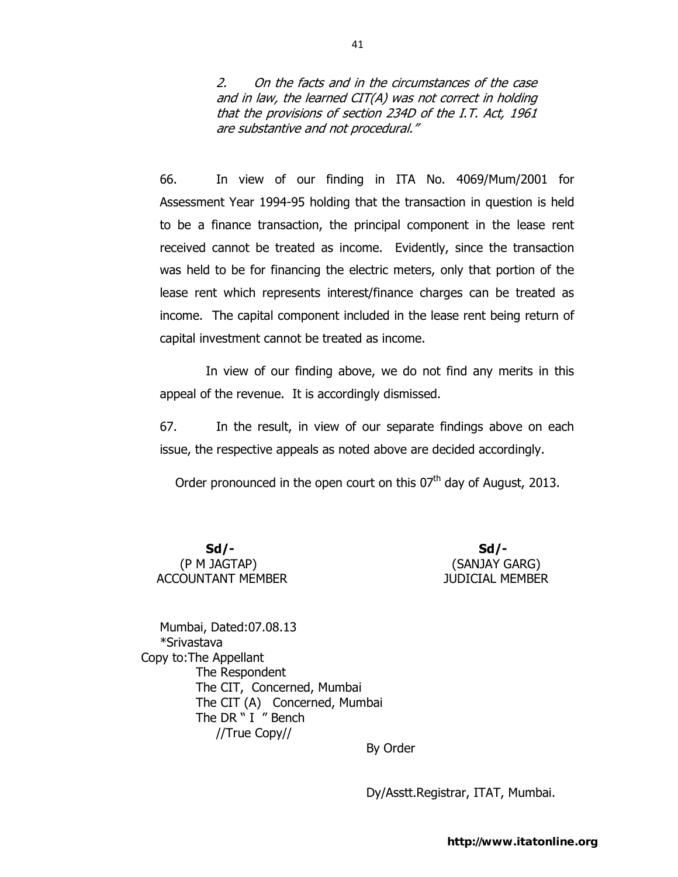> *2. On the facts and in the circumstances of the case and in law, the learned CIT(A) was not correct in holding that the provisions of section 234D of the I.T. Act, 1961 are substantive and not procedural."*

66. In view of our finding in ITA No. 4069/Mum/2001 for Assessment Year 1994-95 holding that the transaction in question is held to be a finance transaction, the principal component in the lease rent received cannot be treated as income. Evidently, since the transaction was held to be for financing the electric meters, only that portion of the lease rent which represents interest/finance charges can be treated as income. The capital component included in the lease rent being return of capital investment cannot be treated as income.

In view of our finding above, we do not find any merits in this appeal of the revenue. It is accordingly dismissed.

67. In the result, in view of our separate findings above on each issue, the respective appeals as noted above are decided accordingly.

Order pronounced in the open court on this 07th day of August, 2013.

**Sd/-**
(P M JAGTAP)
ACCOUNTANT MEMBER

**Sd/-**
(SANJAY GARG)
JUDICIAL MEMBER

Mumbai, Dated:07.08.13
*Srivastava

Copy to: The Appellant
The Respondent
The CIT, Concerned, Mumbai
The CIT (A) Concerned, Mumbai
The DR " I " Bench
//True Copy//

By Order

Dy/Asstt.Registrar, ITAT, Mumbai.

**http://www.itatonline.org**